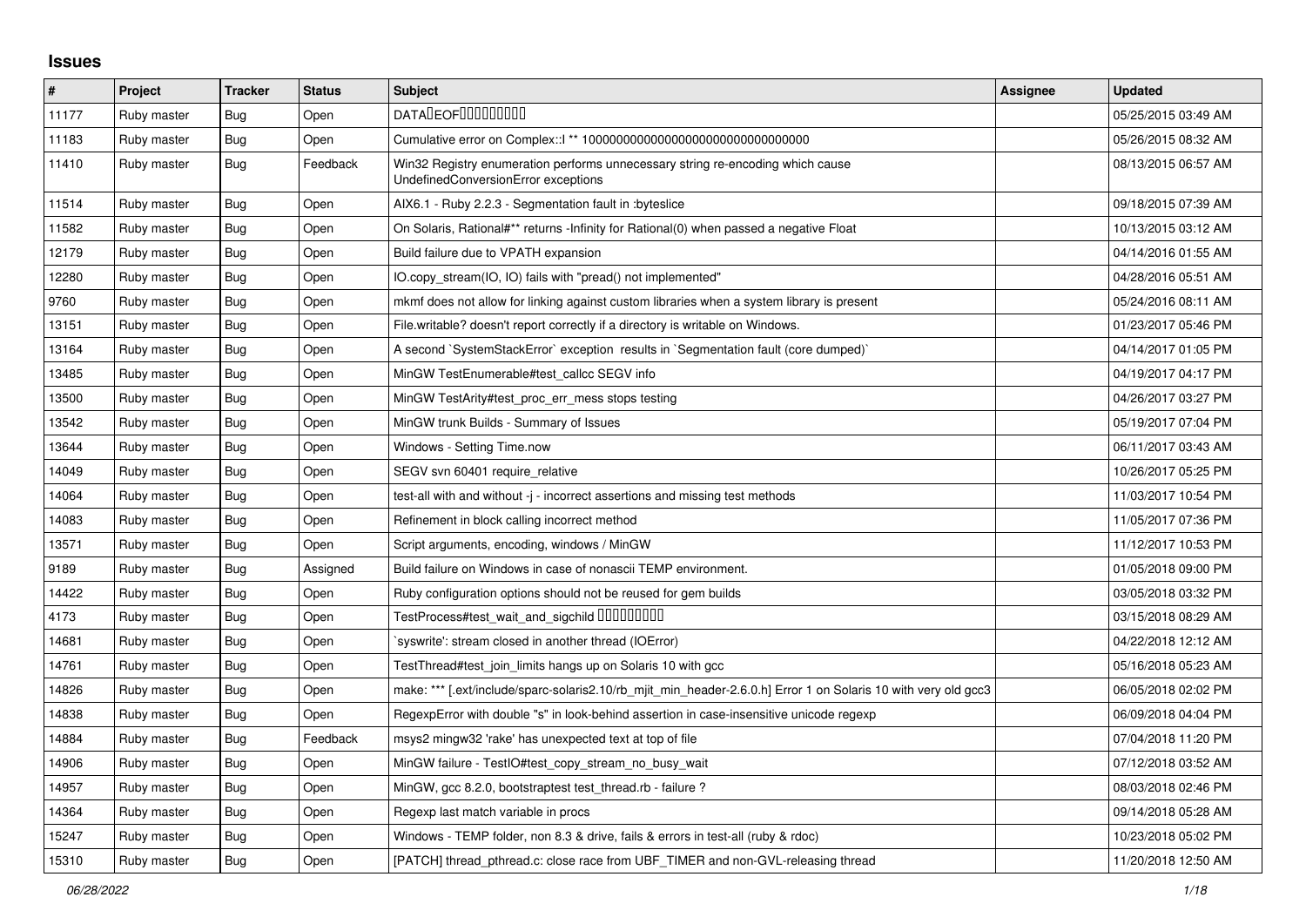## Issues

| # | Project | Tracker | Status | Subject | Assignee | Updated |
|---|---|---|---|---|---|---|
| 11177 | Ruby master | Bug | Open | DATA�EOF����������� | | 05/25/2015 03:49 AM |
| 11183 | Ruby master | Bug | Open | Cumulative error on Complex::I ** 100000000000000000000000000000000 | | 05/26/2015 08:32 AM |
| 11410 | Ruby master | Bug | Feedback | Win32 Registry enumeration performs unnecessary string re-encoding which cause UndefinedConversionError exceptions | | 08/13/2015 06:57 AM |
| 11514 | Ruby master | Bug | Open | AIX6.1 - Ruby 2.2.3 - Segmentation fault in :byteslice | | 09/18/2015 07:39 AM |
| 11582 | Ruby master | Bug | Open | On Solaris, Rational#** returns -Infinity for Rational(0) when passed a negative Float | | 10/13/2015 03:12 AM |
| 12179 | Ruby master | Bug | Open | Build failure due to VPATH expansion | | 04/14/2016 01:55 AM |
| 12280 | Ruby master | Bug | Open | IO.copy_stream(IO, IO) fails with "pread() not implemented" | | 04/28/2016 05:51 AM |
| 9760 | Ruby master | Bug | Open | mkmf does not allow for linking against custom libraries when a system library is present | | 05/24/2016 08:11 AM |
| 13151 | Ruby master | Bug | Open | File.writable? doesn't report correctly if a directory is writable on Windows. | | 01/23/2017 05:46 PM |
| 13164 | Ruby master | Bug | Open | A second `SystemStackError` exception results in `Segmentation fault (core dumped)` | | 04/14/2017 01:05 PM |
| 13485 | Ruby master | Bug | Open | MinGW TestEnumerable#test_callcc SEGV info | | 04/19/2017 04:17 PM |
| 13500 | Ruby master | Bug | Open | MinGW TestArity#test_proc_err_mess stops testing | | 04/26/2017 03:27 PM |
| 13542 | Ruby master | Bug | Open | MinGW trunk Builds - Summary of Issues | | 05/19/2017 07:04 PM |
| 13644 | Ruby master | Bug | Open | Windows - Setting Time.now | | 06/11/2017 03:43 AM |
| 14049 | Ruby master | Bug | Open | SEGV svn 60401 require_relative | | 10/26/2017 05:25 PM |
| 14064 | Ruby master | Bug | Open | test-all with and without -j - incorrect assertions and missing test methods | | 11/03/2017 10:54 PM |
| 14083 | Ruby master | Bug | Open | Refinement in block calling incorrect method | | 11/05/2017 07:36 PM |
| 13571 | Ruby master | Bug | Open | Script arguments, encoding, windows / MinGW | | 11/12/2017 10:53 PM |
| 9189 | Ruby master | Bug | Assigned | Build failure on Windows in case of nonascii TEMP environment. | | 01/05/2018 09:00 PM |
| 14422 | Ruby master | Bug | Open | Ruby configuration options should not be reused for gem builds | | 03/05/2018 03:32 PM |
| 4173 | Ruby master | Bug | Open | TestProcess#test_wait_and_sigchild ��������� | | 03/15/2018 08:29 AM |
| 14681 | Ruby master | Bug | Open | `syswrite': stream closed in another thread (IOError) | | 04/22/2018 12:12 AM |
| 14761 | Ruby master | Bug | Open | TestThread#test_join_limits hangs up on Solaris 10 with gcc | | 05/16/2018 05:23 AM |
| 14826 | Ruby master | Bug | Open | make: *** [.ext/include/sparc-solaris2.10/rb_mjit_min_header-2.6.0.h] Error 1 on Solaris 10 with very old gcc3 | | 06/05/2018 02:02 PM |
| 14838 | Ruby master | Bug | Open | RegexpError with double "s" in look-behind assertion in case-insensitive unicode regexp | | 06/09/2018 04:04 PM |
| 14884 | Ruby master | Bug | Feedback | msys2 mingw32 'rake' has unexpected text at top of file | | 07/04/2018 11:20 PM |
| 14906 | Ruby master | Bug | Open | MinGW failure - TestIO#test_copy_stream_no_busy_wait | | 07/12/2018 03:52 AM |
| 14957 | Ruby master | Bug | Open | MinGW, gcc 8.2.0, bootstraptest test_thread.rb - failure ? | | 08/03/2018 02:46 PM |
| 14364 | Ruby master | Bug | Open | Regexp last match variable in procs | | 09/14/2018 05:28 AM |
| 15247 | Ruby master | Bug | Open | Windows - TEMP folder, non 8.3 & drive, fails & errors in test-all (ruby & rdoc) | | 10/23/2018 05:02 PM |
| 15310 | Ruby master | Bug | Open | [PATCH] thread_pthread.c: close race from UBF_TIMER and non-GVL-releasing thread | | 11/20/2018 12:50 AM |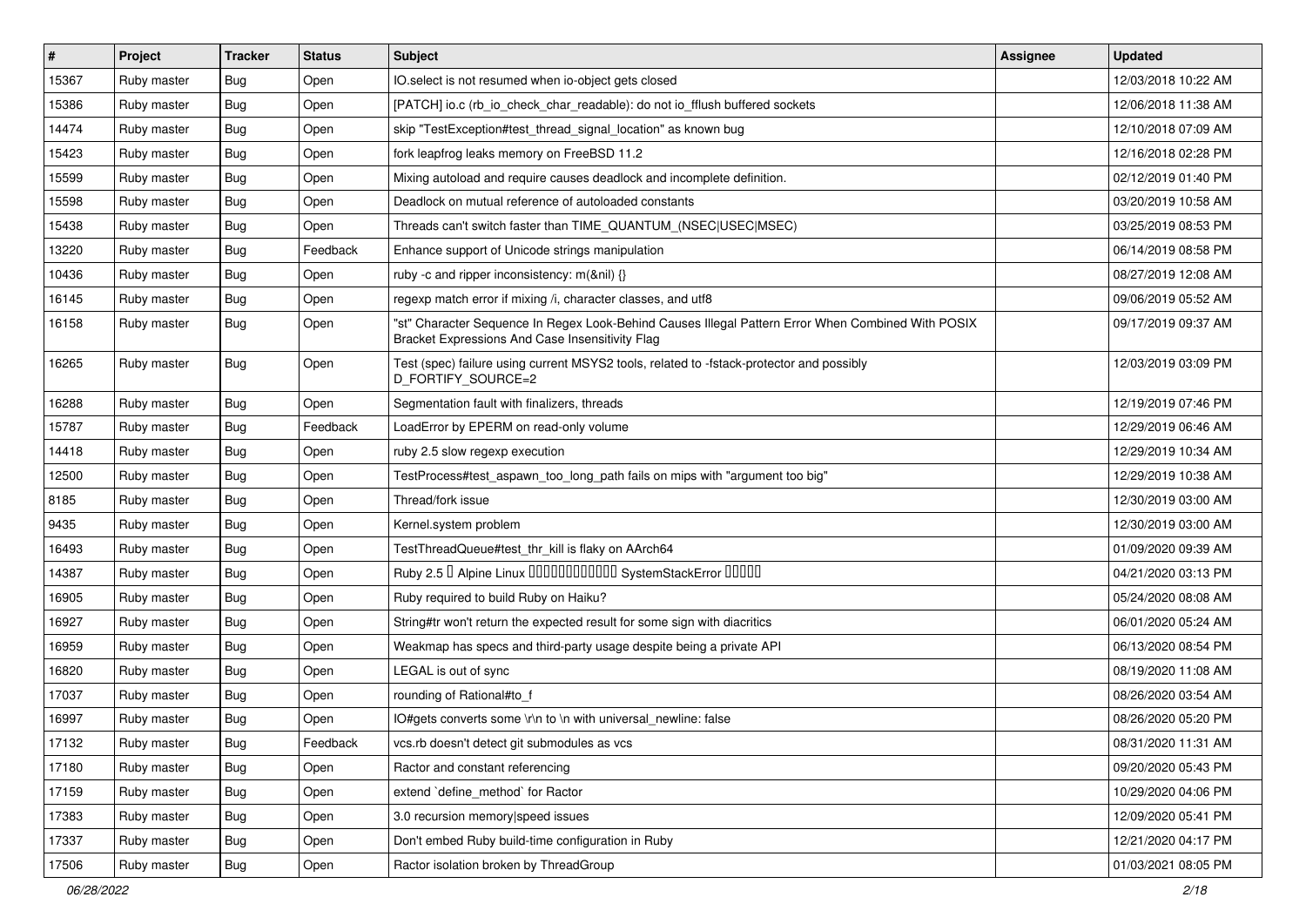| # | Project | Tracker | Status | Subject | Assignee | Updated |
|---|---|---|---|---|---|---|
| 15367 | Ruby master | Bug | Open | IO.select is not resumed when io-object gets closed | | 12/03/2018 10:22 AM |
| 15386 | Ruby master | Bug | Open | [PATCH] io.c (rb_io_check_char_readable): do not io_fflush buffered sockets | | 12/06/2018 11:38 AM |
| 14474 | Ruby master | Bug | Open | skip "TestException#test_thread_signal_location" as known bug | | 12/10/2018 07:09 AM |
| 15423 | Ruby master | Bug | Open | fork leapfrog leaks memory on FreeBSD 11.2 | | 12/16/2018 02:28 PM |
| 15599 | Ruby master | Bug | Open | Mixing autoload and require causes deadlock and incomplete definition. | | 02/12/2019 01:40 PM |
| 15598 | Ruby master | Bug | Open | Deadlock on mutual reference of autoloaded constants | | 03/20/2019 10:58 AM |
| 15438 | Ruby master | Bug | Open | Threads can't switch faster than TIME_QUANTUM_(NSEC\|USEC\|MSEC) | | 03/25/2019 08:53 PM |
| 13220 | Ruby master | Bug | Feedback | Enhance support of Unicode strings manipulation | | 06/14/2019 08:58 PM |
| 10436 | Ruby master | Bug | Open | ruby -c and ripper inconsistency: m(&nil) {} | | 08/27/2019 12:08 AM |
| 16145 | Ruby master | Bug | Open | regexp match error if mixing /i, character classes, and utf8 | | 09/06/2019 05:52 AM |
| 16158 | Ruby master | Bug | Open | "st" Character Sequence In Regex Look-Behind Causes Illegal Pattern Error When Combined With POSIX Bracket Expressions And Case Insensitivity Flag | | 09/17/2019 09:37 AM |
| 16265 | Ruby master | Bug | Open | Test (spec) failure using current MSYS2 tools, related to -fstack-protector and possibly D_FORTIFY_SOURCE=2 | | 12/03/2019 03:09 PM |
| 16288 | Ruby master | Bug | Open | Segmentation fault with finalizers, threads | | 12/19/2019 07:46 PM |
| 15787 | Ruby master | Bug | Feedback | LoadError by EPERM on read-only volume | | 12/29/2019 06:46 AM |
| 14418 | Ruby master | Bug | Open | ruby 2.5 slow regexp execution | | 12/29/2019 10:34 AM |
| 12500 | Ruby master | Bug | Open | TestProcess#test_aspawn_too_long_path fails on mips with "argument too big" | | 12/29/2019 10:38 AM |
| 8185 | Ruby master | Bug | Open | Thread/fork issue | | 12/30/2019 03:00 AM |
| 9435 | Ruby master | Bug | Open | Kernel.system problem | | 12/30/2019 03:00 AM |
| 16493 | Ruby master | Bug | Open | TestThreadQueue#test_thr_kill is flaky on AArch64 | | 01/09/2020 09:39 AM |
| 14387 | Ruby master | Bug | Open | Ruby 2.5 � Alpine Linux ������������ SystemStackError ����� | | 04/21/2020 03:13 PM |
| 16905 | Ruby master | Bug | Open | Ruby required to build Ruby on Haiku? | | 05/24/2020 08:08 AM |
| 16927 | Ruby master | Bug | Open | String#tr won't return the expected result for some sign with diacritics | | 06/01/2020 05:24 AM |
| 16959 | Ruby master | Bug | Open | Weakmap has specs and third-party usage despite being a private API | | 06/13/2020 08:54 PM |
| 16820 | Ruby master | Bug | Open | LEGAL is out of sync | | 08/19/2020 11:08 AM |
| 17037 | Ruby master | Bug | Open | rounding of Rational#to_f | | 08/26/2020 03:54 AM |
| 16997 | Ruby master | Bug | Open | IO#gets converts some \r\n to \n with universal_newline: false | | 08/26/2020 05:20 PM |
| 17132 | Ruby master | Bug | Feedback | vcs.rb doesn't detect git submodules as vcs | | 08/31/2020 11:31 AM |
| 17180 | Ruby master | Bug | Open | Ractor and constant referencing | | 09/20/2020 05:43 PM |
| 17159 | Ruby master | Bug | Open | extend `define_method` for Ractor | | 10/29/2020 04:06 PM |
| 17383 | Ruby master | Bug | Open | 3.0 recursion memory\|speed issues | | 12/09/2020 05:41 PM |
| 17337 | Ruby master | Bug | Open | Don't embed Ruby build-time configuration in Ruby | | 12/21/2020 04:17 PM |
| 17506 | Ruby master | Bug | Open | Ractor isolation broken by ThreadGroup | | 01/03/2021 08:05 PM |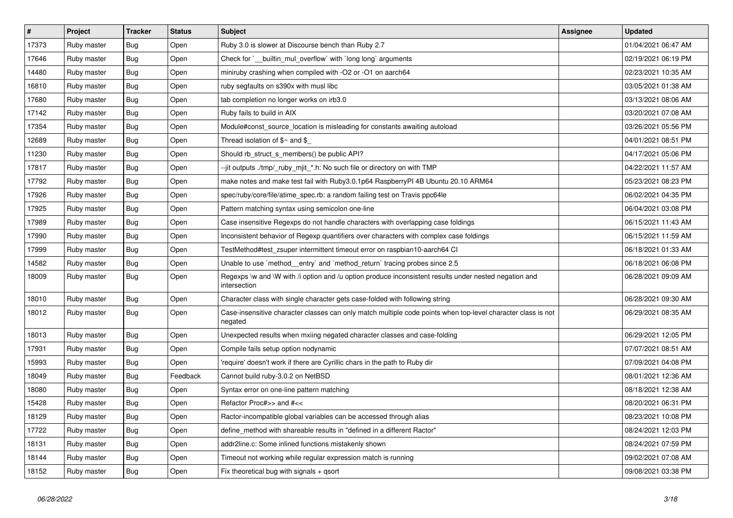| # | Project | Tracker | Status | Subject | Assignee | Updated |
|---|---|---|---|---|---|---|
| 17373 | Ruby master | Bug | Open | Ruby 3.0 is slower at Discourse bench than Ruby 2.7 | | 01/04/2021 06:47 AM |
| 17646 | Ruby master | Bug | Open | Check for `__builtin_mul_overflow` with `long long` arguments | | 02/19/2021 06:19 PM |
| 14480 | Ruby master | Bug | Open | miniruby crashing when compiled with -O2 or -O1 on aarch64 | | 02/23/2021 10:35 AM |
| 16810 | Ruby master | Bug | Open | ruby segfaults on s390x with musl libc | | 03/05/2021 01:38 AM |
| 17680 | Ruby master | Bug | Open | tab completion no longer works on irb3.0 | | 03/13/2021 08:06 AM |
| 17142 | Ruby master | Bug | Open | Ruby fails to build in AIX | | 03/20/2021 07:08 AM |
| 17354 | Ruby master | Bug | Open | Module#const_source_location is misleading for constants awaiting autoload | | 03/26/2021 05:56 PM |
| 12689 | Ruby master | Bug | Open | Thread isolation of $~ and $_ | | 04/01/2021 08:51 PM |
| 11230 | Ruby master | Bug | Open | Should rb_struct_s_members() be public API? | | 04/17/2021 05:06 PM |
| 17817 | Ruby master | Bug | Open | --jit outputs ./tmp/_ruby_mjit_*.h: No such file or directory on with TMP | | 04/22/2021 11:57 AM |
| 17792 | Ruby master | Bug | Open | make notes and make test fail with Ruby3.0.1p64 RaspberryPI 4B Ubuntu 20.10 ARM64 | | 05/23/2021 08:23 PM |
| 17926 | Ruby master | Bug | Open | spec/ruby/core/file/atime_spec.rb: a random failing test on Travis ppc64le | | 06/02/2021 04:35 PM |
| 17925 | Ruby master | Bug | Open | Pattern matching syntax using semicolon one-line | | 06/04/2021 03:08 PM |
| 17989 | Ruby master | Bug | Open | Case insensitive Regexps do not handle characters with overlapping case foldings | | 06/15/2021 11:43 AM |
| 17990 | Ruby master | Bug | Open | Inconsistent behavior of Regexp quantifiers over characters with complex case foldings | | 06/15/2021 11:59 AM |
| 17999 | Ruby master | Bug | Open | TestMethod#test_zsuper intermittent timeout error on raspbian10-aarch64 CI | | 06/18/2021 01:33 AM |
| 14582 | Ruby master | Bug | Open | Unable to use `method__entry` and `method_return` tracing probes since 2.5 | | 06/18/2021 06:08 PM |
| 18009 | Ruby master | Bug | Open | Regexps \w and \W with /i option and /u option produce inconsistent results under nested negation and intersection | | 06/28/2021 09:09 AM |
| 18010 | Ruby master | Bug | Open | Character class with single character gets case-folded with following string | | 06/28/2021 09:30 AM |
| 18012 | Ruby master | Bug | Open | Case-insensitive character classes can only match multiple code points when top-level character class is not negated | | 06/29/2021 08:35 AM |
| 18013 | Ruby master | Bug | Open | Unexpected results when mxiing negated character classes and case-folding | | 06/29/2021 12:05 PM |
| 17931 | Ruby master | Bug | Open | Compile fails setup option nodynamic | | 07/07/2021 08:51 AM |
| 15993 | Ruby master | Bug | Open | 'require' doesn't work if there are Cyrillic chars in the path to Ruby dir | | 07/09/2021 04:08 PM |
| 18049 | Ruby master | Bug | Feedback | Cannot build ruby-3.0.2 on NetBSD | | 08/01/2021 12:36 AM |
| 18080 | Ruby master | Bug | Open | Syntax error on one-line pattern matching | | 08/18/2021 12:38 AM |
| 15428 | Ruby master | Bug | Open | Refactor Proc#>> and #<< | | 08/20/2021 06:31 PM |
| 18129 | Ruby master | Bug | Open | Ractor-incompatible global variables can be accessed through alias | | 08/23/2021 10:08 PM |
| 17722 | Ruby master | Bug | Open | define_method with shareable results in "defined in a different Ractor" | | 08/24/2021 12:03 PM |
| 18131 | Ruby master | Bug | Open | addr2line.c: Some inlined functions mistakenly shown | | 08/24/2021 07:59 PM |
| 18144 | Ruby master | Bug | Open | Timeout not working while regular expression match is running | | 09/02/2021 07:08 AM |
| 18152 | Ruby master | Bug | Open | Fix theoretical bug with signals + qsort | | 09/08/2021 03:38 PM |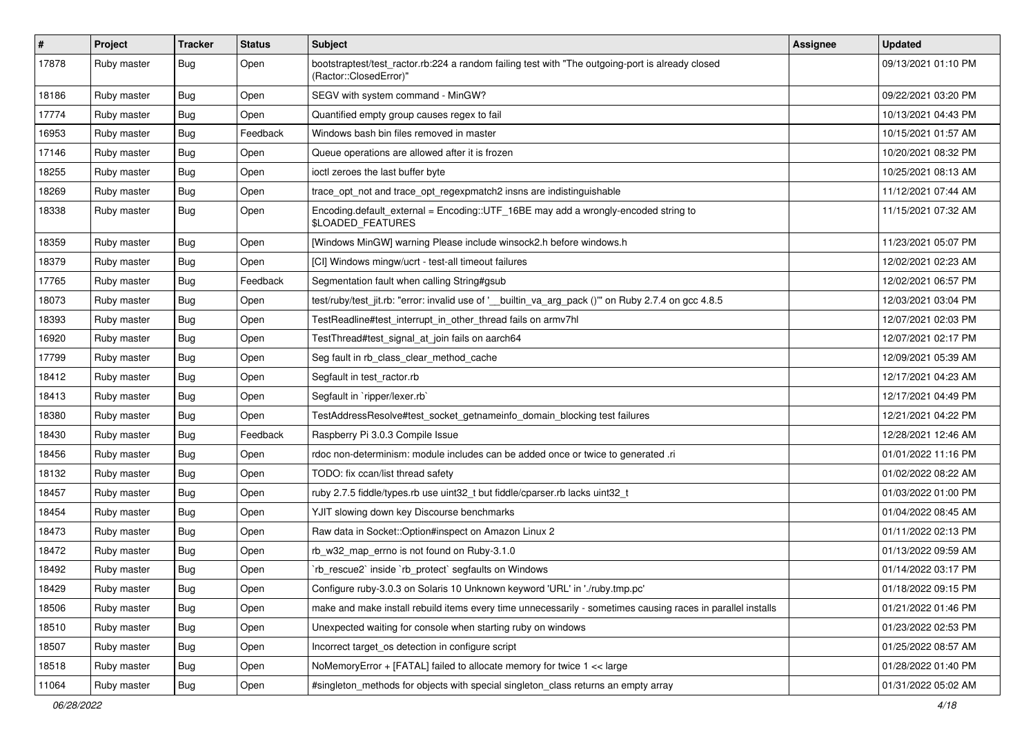| # | Project | Tracker | Status | Subject | Assignee | Updated |
|---|---|---|---|---|---|---|
| 17878 | Ruby master | Bug | Open | bootstraptest/test_ractor.rb:224 a random failing test with "The outgoing-port is already closed (Ractor::ClosedError)" | | 09/13/2021 01:10 PM |
| 18186 | Ruby master | Bug | Open | SEGV with system command - MinGW? | | 09/22/2021 03:20 PM |
| 17774 | Ruby master | Bug | Open | Quantified empty group causes regex to fail | | 10/13/2021 04:43 PM |
| 16953 | Ruby master | Bug | Feedback | Windows bash bin files removed in master | | 10/15/2021 01:57 AM |
| 17146 | Ruby master | Bug | Open | Queue operations are allowed after it is frozen | | 10/20/2021 08:32 PM |
| 18255 | Ruby master | Bug | Open | ioctl zeroes the last buffer byte | | 10/25/2021 08:13 AM |
| 18269 | Ruby master | Bug | Open | trace_opt_not and trace_opt_regexpmatch2 insns are indistinguishable | | 11/12/2021 07:44 AM |
| 18338 | Ruby master | Bug | Open | Encoding.default_external = Encoding::UTF_16BE may add a wrongly-encoded string to $LOADED_FEATURES | | 11/15/2021 07:32 AM |
| 18359 | Ruby master | Bug | Open | [Windows MinGW] warning Please include winsock2.h before windows.h | | 11/23/2021 05:07 PM |
| 18379 | Ruby master | Bug | Open | [CI] Windows mingw/ucrt - test-all timeout failures | | 12/02/2021 02:23 AM |
| 17765 | Ruby master | Bug | Feedback | Segmentation fault when calling String#gsub | | 12/02/2021 06:57 PM |
| 18073 | Ruby master | Bug | Open | test/ruby/test_jit.rb: "error: invalid use of '__builtin_va_arg_pack ()'" on Ruby 2.7.4 on gcc 4.8.5 | | 12/03/2021 03:04 PM |
| 18393 | Ruby master | Bug | Open | TestReadline#test_interrupt_in_other_thread fails on armv7hl | | 12/07/2021 02:03 PM |
| 16920 | Ruby master | Bug | Open | TestThread#test_signal_at_join fails on aarch64 | | 12/07/2021 02:17 PM |
| 17799 | Ruby master | Bug | Open | Seg fault in rb_class_clear_method_cache | | 12/09/2021 05:39 AM |
| 18412 | Ruby master | Bug | Open | Segfault in test_ractor.rb | | 12/17/2021 04:23 AM |
| 18413 | Ruby master | Bug | Open | Segfault in `ripper/lexer.rb` | | 12/17/2021 04:49 PM |
| 18380 | Ruby master | Bug | Open | TestAddressResolve#test_socket_getnameinfo_domain_blocking test failures | | 12/21/2021 04:22 PM |
| 18430 | Ruby master | Bug | Feedback | Raspberry Pi 3.0.3 Compile Issue | | 12/28/2021 12:46 AM |
| 18456 | Ruby master | Bug | Open | rdoc non-determinism: module includes can be added once or twice to generated .ri | | 01/01/2022 11:16 PM |
| 18132 | Ruby master | Bug | Open | TODO: fix ccan/list thread safety | | 01/02/2022 08:22 AM |
| 18457 | Ruby master | Bug | Open | ruby 2.7.5 fiddle/types.rb use uint32_t but fiddle/cparser.rb lacks uint32_t | | 01/03/2022 01:00 PM |
| 18454 | Ruby master | Bug | Open | YJIT slowing down key Discourse benchmarks | | 01/04/2022 08:45 AM |
| 18473 | Ruby master | Bug | Open | Raw data in Socket::Option#inspect on Amazon Linux 2 | | 01/11/2022 02:13 PM |
| 18472 | Ruby master | Bug | Open | rb_w32_map_errno is not found on Ruby-3.1.0 | | 01/13/2022 09:59 AM |
| 18492 | Ruby master | Bug | Open | `rb_rescue2` inside `rb_protect` segfaults on Windows | | 01/14/2022 03:17 PM |
| 18429 | Ruby master | Bug | Open | Configure ruby-3.0.3 on Solaris 10 Unknown keyword 'URL' in './ruby.tmp.pc' | | 01/18/2022 09:15 PM |
| 18506 | Ruby master | Bug | Open | make and make install rebuild items every time unnecessarily - sometimes causing races in parallel installs | | 01/21/2022 01:46 PM |
| 18510 | Ruby master | Bug | Open | Unexpected waiting for console when starting ruby on windows | | 01/23/2022 02:53 PM |
| 18507 | Ruby master | Bug | Open | Incorrect target_os detection in configure script | | 01/25/2022 08:57 AM |
| 18518 | Ruby master | Bug | Open | NoMemoryError + [FATAL] failed to allocate memory for twice 1 << large | | 01/28/2022 01:40 PM |
| 11064 | Ruby master | Bug | Open | #singleton_methods for objects with special singleton_class returns an empty array | | 01/31/2022 05:02 AM |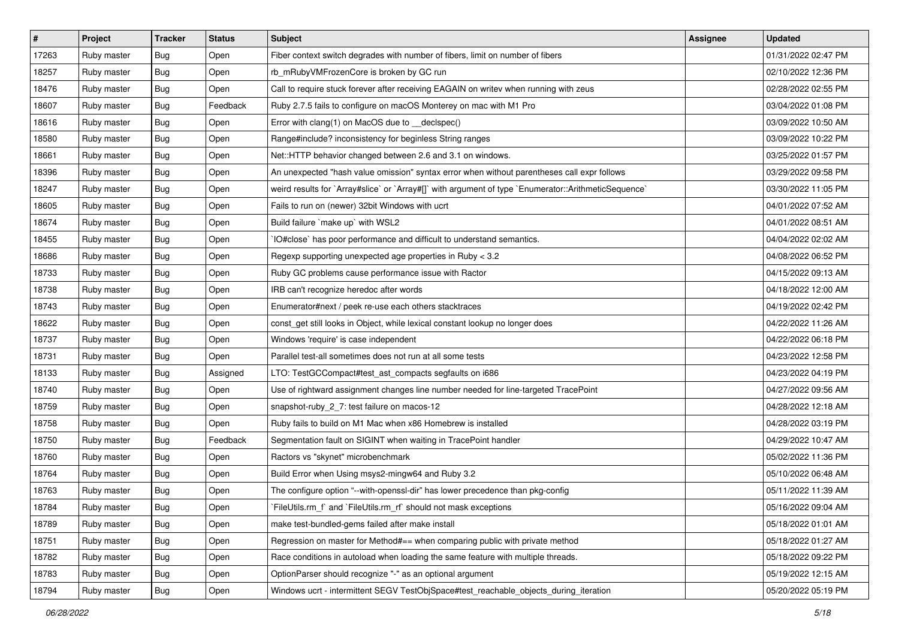| # | Project | Tracker | Status | Subject | Assignee | Updated |
|---|---|---|---|---|---|---|
| 17263 | Ruby master | Bug | Open | Fiber context switch degrades with number of fibers, limit on number of fibers | | 01/31/2022 02:47 PM |
| 18257 | Ruby master | Bug | Open | rb_mRubyVMFrozenCore is broken by GC run | | 02/10/2022 12:36 PM |
| 18476 | Ruby master | Bug | Open | Call to require stuck forever after receiving EAGAIN on writev when running with zeus | | 02/28/2022 02:55 PM |
| 18607 | Ruby master | Bug | Feedback | Ruby 2.7.5 fails to configure on macOS Monterey on mac with M1 Pro | | 03/04/2022 01:08 PM |
| 18616 | Ruby master | Bug | Open | Error with clang(1) on MacOS due to __declspec() | | 03/09/2022 10:50 AM |
| 18580 | Ruby master | Bug | Open | Range#include? inconsistency for beginless String ranges | | 03/09/2022 10:22 PM |
| 18661 | Ruby master | Bug | Open | Net::HTTP behavior changed between 2.6 and 3.1 on windows. | | 03/25/2022 01:57 PM |
| 18396 | Ruby master | Bug | Open | An unexpected "hash value omission" syntax error when without parentheses call expr follows | | 03/29/2022 09:58 PM |
| 18247 | Ruby master | Bug | Open | weird results for `Array#slice` or `Array#[]` with argument of type `Enumerator::ArithmeticSequence` | | 03/30/2022 11:05 PM |
| 18605 | Ruby master | Bug | Open | Fails to run on (newer) 32bit Windows with ucrt | | 04/01/2022 07:52 AM |
| 18674 | Ruby master | Bug | Open | Build failure `make up` with WSL2 | | 04/01/2022 08:51 AM |
| 18455 | Ruby master | Bug | Open | `IO#close` has poor performance and difficult to understand semantics. | | 04/04/2022 02:02 AM |
| 18686 | Ruby master | Bug | Open | Regexp supporting unexpected age properties in Ruby < 3.2 | | 04/08/2022 06:52 PM |
| 18733 | Ruby master | Bug | Open | Ruby GC problems cause performance issue with Ractor | | 04/15/2022 09:13 AM |
| 18738 | Ruby master | Bug | Open | IRB can't recognize heredoc after words | | 04/18/2022 12:00 AM |
| 18743 | Ruby master | Bug | Open | Enumerator#next / peek re-use each others stacktraces | | 04/19/2022 02:42 PM |
| 18622 | Ruby master | Bug | Open | const_get still looks in Object, while lexical constant lookup no longer does | | 04/22/2022 11:26 AM |
| 18737 | Ruby master | Bug | Open | Windows 'require' is case independent | | 04/22/2022 06:18 PM |
| 18731 | Ruby master | Bug | Open | Parallel test-all sometimes does not run at all some tests | | 04/23/2022 12:58 PM |
| 18133 | Ruby master | Bug | Assigned | LTO: TestGCCompact#test_ast_compacts segfaults on i686 | | 04/23/2022 04:19 PM |
| 18740 | Ruby master | Bug | Open | Use of rightward assignment changes line number needed for line-targeted TracePoint | | 04/27/2022 09:56 AM |
| 18759 | Ruby master | Bug | Open | snapshot-ruby_2_7: test failure on macos-12 | | 04/28/2022 12:18 AM |
| 18758 | Ruby master | Bug | Open | Ruby fails to build on M1 Mac when x86 Homebrew is installed | | 04/28/2022 03:19 PM |
| 18750 | Ruby master | Bug | Feedback | Segmentation fault on SIGINT when waiting in TracePoint handler | | 04/29/2022 10:47 AM |
| 18760 | Ruby master | Bug | Open | Ractors vs "skynet" microbenchmark | | 05/02/2022 11:36 PM |
| 18764 | Ruby master | Bug | Open | Build Error when Using msys2-mingw64 and Ruby 3.2 | | 05/10/2022 06:48 AM |
| 18763 | Ruby master | Bug | Open | The configure option "--with-openssl-dir" has lower precedence than pkg-config | | 05/11/2022 11:39 AM |
| 18784 | Ruby master | Bug | Open | `FileUtils.rm_f` and `FileUtils.rm_rf` should not mask exceptions | | 05/16/2022 09:04 AM |
| 18789 | Ruby master | Bug | Open | make test-bundled-gems failed after make install | | 05/18/2022 01:01 AM |
| 18751 | Ruby master | Bug | Open | Regression on master for Method#== when comparing public with private method | | 05/18/2022 01:27 AM |
| 18782 | Ruby master | Bug | Open | Race conditions in autoload when loading the same feature with multiple threads. | | 05/18/2022 09:22 PM |
| 18783 | Ruby master | Bug | Open | OptionParser should recognize "-" as an optional argument | | 05/19/2022 12:15 AM |
| 18794 | Ruby master | Bug | Open | Windows ucrt - intermittent SEGV TestObjSpace#test_reachable_objects_during_iteration | | 05/20/2022 05:19 PM |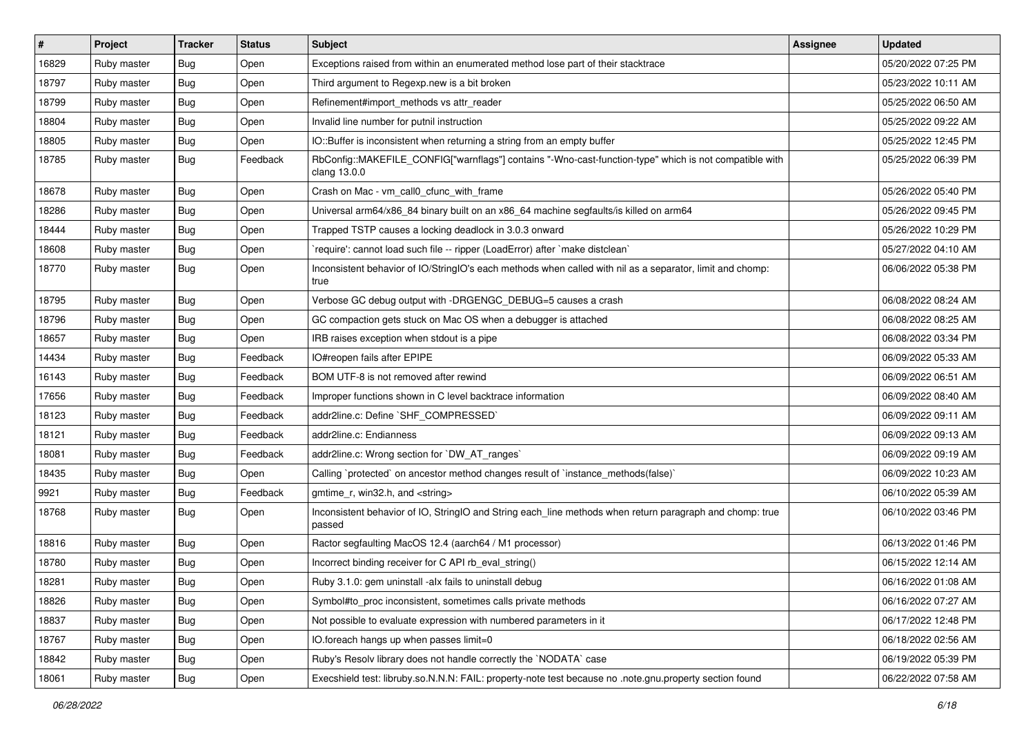| # | Project | Tracker | Status | Subject | Assignee | Updated |
|---|---|---|---|---|---|---|
| 16829 | Ruby master | Bug | Open | Exceptions raised from within an enumerated method lose part of their stacktrace | | 05/20/2022 07:25 PM |
| 18797 | Ruby master | Bug | Open | Third argument to Regexp.new is a bit broken | | 05/23/2022 10:11 AM |
| 18799 | Ruby master | Bug | Open | Refinement#import_methods vs attr_reader | | 05/25/2022 06:50 AM |
| 18804 | Ruby master | Bug | Open | Invalid line number for putnil instruction | | 05/25/2022 09:22 AM |
| 18805 | Ruby master | Bug | Open | IO::Buffer is inconsistent when returning a string from an empty buffer | | 05/25/2022 12:45 PM |
| 18785 | Ruby master | Bug | Feedback | RbConfig::MAKEFILE_CONFIG["warnflags"] contains "-Wno-cast-function-type" which is not compatible with clang 13.0.0 | | 05/25/2022 06:39 PM |
| 18678 | Ruby master | Bug | Open | Crash on Mac - vm_call0_cfunc_with_frame | | 05/26/2022 05:40 PM |
| 18286 | Ruby master | Bug | Open | Universal arm64/x86_84 binary built on an x86_64 machine segfaults/is killed on arm64 | | 05/26/2022 09:45 PM |
| 18444 | Ruby master | Bug | Open | Trapped TSTP causes a locking deadlock in 3.0.3 onward | | 05/26/2022 10:29 PM |
| 18608 | Ruby master | Bug | Open | `require': cannot load such file -- ripper (LoadError) after `make distclean` | | 05/27/2022 04:10 AM |
| 18770 | Ruby master | Bug | Open | Inconsistent behavior of IO/StringIO's each methods when called with nil as a separator, limit and chomp: true | | 06/06/2022 05:38 PM |
| 18795 | Ruby master | Bug | Open | Verbose GC debug output with -DRGENGC_DEBUG=5 causes a crash | | 06/08/2022 08:24 AM |
| 18796 | Ruby master | Bug | Open | GC compaction gets stuck on Mac OS when a debugger is attached | | 06/08/2022 08:25 AM |
| 18657 | Ruby master | Bug | Open | IRB raises exception when stdout is a pipe | | 06/08/2022 03:34 PM |
| 14434 | Ruby master | Bug | Feedback | IO#reopen fails after EPIPE | | 06/09/2022 05:33 AM |
| 16143 | Ruby master | Bug | Feedback | BOM UTF-8 is not removed after rewind | | 06/09/2022 06:51 AM |
| 17656 | Ruby master | Bug | Feedback | Improper functions shown in C level backtrace information | | 06/09/2022 08:40 AM |
| 18123 | Ruby master | Bug | Feedback | addr2line.c: Define `SHF_COMPRESSED` | | 06/09/2022 09:11 AM |
| 18121 | Ruby master | Bug | Feedback | addr2line.c: Endianness | | 06/09/2022 09:13 AM |
| 18081 | Ruby master | Bug | Feedback | addr2line.c: Wrong section for `DW_AT_ranges` | | 06/09/2022 09:19 AM |
| 18435 | Ruby master | Bug | Open | Calling `protected` on ancestor method changes result of `instance_methods(false)` | | 06/09/2022 10:23 AM |
| 9921 | Ruby master | Bug | Feedback | gmtime_r, win32.h, and <string> | | 06/10/2022 05:39 AM |
| 18768 | Ruby master | Bug | Open | Inconsistent behavior of IO, StringIO and String each_line methods when return paragraph and chomp: true passed | | 06/10/2022 03:46 PM |
| 18816 | Ruby master | Bug | Open | Ractor segfaulting MacOS 12.4 (aarch64 / M1 processor) | | 06/13/2022 01:46 PM |
| 18780 | Ruby master | Bug | Open | Incorrect binding receiver for C API rb_eval_string() | | 06/15/2022 12:14 AM |
| 18281 | Ruby master | Bug | Open | Ruby 3.1.0: gem uninstall -alx fails to uninstall debug | | 06/16/2022 01:08 AM |
| 18826 | Ruby master | Bug | Open | Symbol#to_proc inconsistent, sometimes calls private methods | | 06/16/2022 07:27 AM |
| 18837 | Ruby master | Bug | Open | Not possible to evaluate expression with numbered parameters in it | | 06/17/2022 12:48 PM |
| 18767 | Ruby master | Bug | Open | IO.foreach hangs up when passes limit=0 | | 06/18/2022 02:56 AM |
| 18842 | Ruby master | Bug | Open | Ruby's Resolv library does not handle correctly the `NODATA` case | | 06/19/2022 05:39 PM |
| 18061 | Ruby master | Bug | Open | Execshield test: libruby.so.N.N.N: FAIL: property-note test because no .note.gnu.property section found | | 06/22/2022 07:58 AM |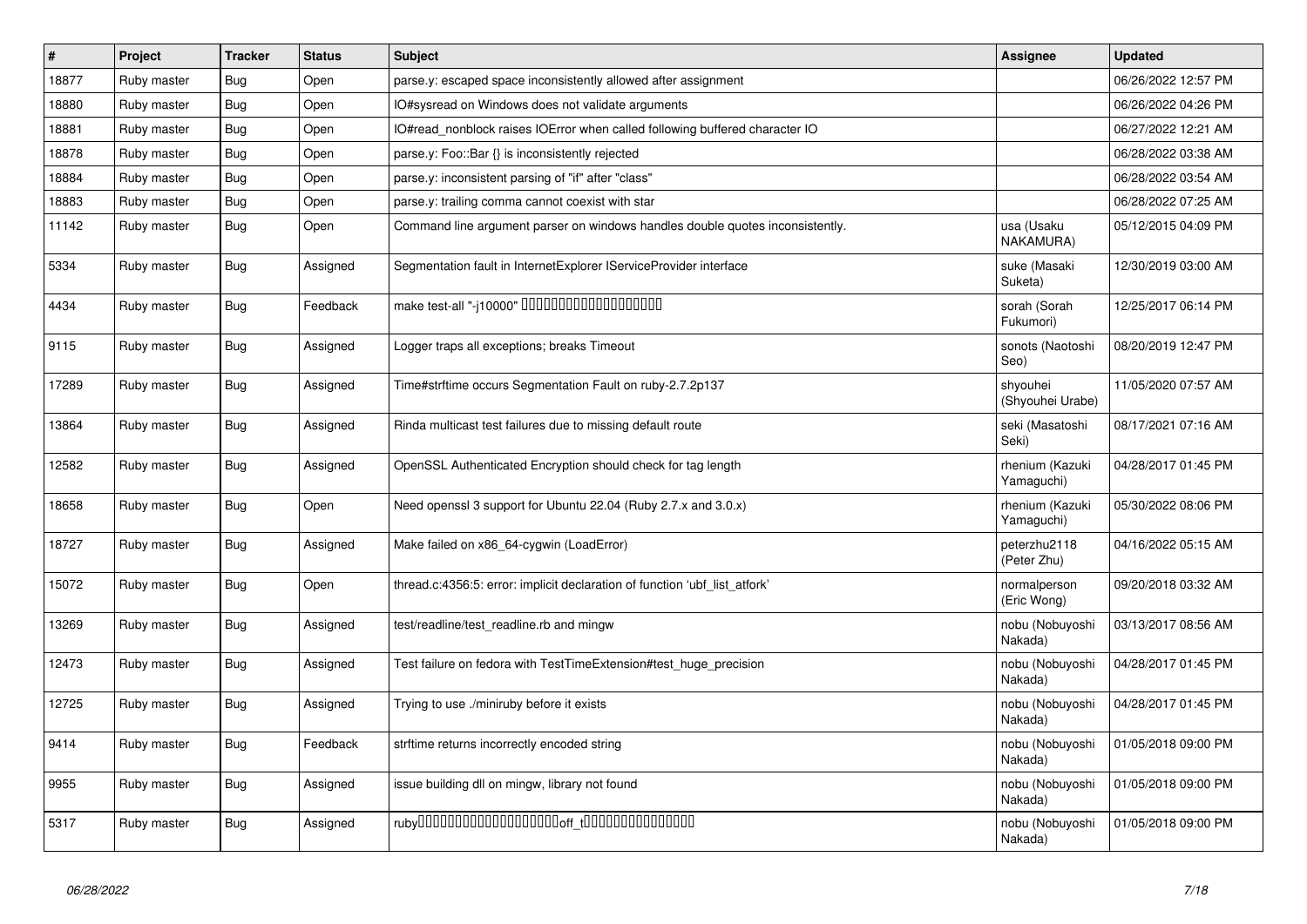| # | Project | Tracker | Status | Subject | Assignee | Updated |
|---|---|---|---|---|---|---|
| 18877 | Ruby master | Bug | Open | parse.y: escaped space inconsistently allowed after assignment | | 06/26/2022 12:57 PM |
| 18880 | Ruby master | Bug | Open | IO#sysread on Windows does not validate arguments | | 06/26/2022 04:26 PM |
| 18881 | Ruby master | Bug | Open | IO#read_nonblock raises IOError when called following buffered character IO | | 06/27/2022 12:21 AM |
| 18878 | Ruby master | Bug | Open | parse.y: Foo::Bar {} is inconsistently rejected | | 06/28/2022 03:38 AM |
| 18884 | Ruby master | Bug | Open | parse.y: inconsistent parsing of "if" after "class" | | 06/28/2022 03:54 AM |
| 18883 | Ruby master | Bug | Open | parse.y: trailing comma cannot coexist with star | | 06/28/2022 07:25 AM |
| 11142 | Ruby master | Bug | Open | Command line argument parser on windows handles double quotes inconsistently. | usa (Usaku NAKAMURA) | 05/12/2015 04:09 PM |
| 5334 | Ruby master | Bug | Assigned | Segmentation fault in InternetExplorer IServiceProvider interface | suke (Masaki Suketa) | 12/30/2019 03:00 AM |
| 4434 | Ruby master | Bug | Feedback | make test-all "-j10000" 000000000000000000 | sorah (Sorah Fukumori) | 12/25/2017 06:14 PM |
| 9115 | Ruby master | Bug | Assigned | Logger traps all exceptions; breaks Timeout | sonots (Naotoshi Seo) | 08/20/2019 12:47 PM |
| 17289 | Ruby master | Bug | Assigned | Time#strftime occurs Segmentation Fault on ruby-2.7.2p137 | shyouhei (Shyouhei Urabe) | 11/05/2020 07:57 AM |
| 13864 | Ruby master | Bug | Assigned | Rinda multicast test failures due to missing default route | seki (Masatoshi Seki) | 08/17/2021 07:16 AM |
| 12582 | Ruby master | Bug | Assigned | OpenSSL Authenticated Encryption should check for tag length | rhenium (Kazuki Yamaguchi) | 04/28/2017 01:45 PM |
| 18658 | Ruby master | Bug | Open | Need openssl 3 support for Ubuntu 22.04 (Ruby 2.7.x and 3.0.x) | rhenium (Kazuki Yamaguchi) | 05/30/2022 08:06 PM |
| 18727 | Ruby master | Bug | Assigned | Make failed on x86_64-cygwin (LoadError) | peterzhu2118 (Peter Zhu) | 04/16/2022 05:15 AM |
| 15072 | Ruby master | Bug | Open | thread.c:4356:5: error: implicit declaration of function 'ubf_list_atfork' | normalperson (Eric Wong) | 09/20/2018 03:32 AM |
| 13269 | Ruby master | Bug | Assigned | test/readline/test_readline.rb and mingw | nobu (Nobuyoshi Nakada) | 03/13/2017 08:56 AM |
| 12473 | Ruby master | Bug | Assigned | Test failure on fedora with TestTimeExtension#test_huge_precision | nobu (Nobuyoshi Nakada) | 04/28/2017 01:45 PM |
| 12725 | Ruby master | Bug | Assigned | Trying to use ./miniruby before it exists | nobu (Nobuyoshi Nakada) | 04/28/2017 01:45 PM |
| 9414 | Ruby master | Bug | Feedback | strftime returns incorrectly encoded string | nobu (Nobuyoshi Nakada) | 01/05/2018 09:00 PM |
| 9955 | Ruby master | Bug | Assigned | issue building dll on mingw, library not found | nobu (Nobuyoshi Nakada) | 01/05/2018 09:00 PM |
| 5317 | Ruby master | Bug | Assigned | ruby00000000000000000000off_t0000000000000000 | nobu (Nobuyoshi Nakada) | 01/05/2018 09:00 PM |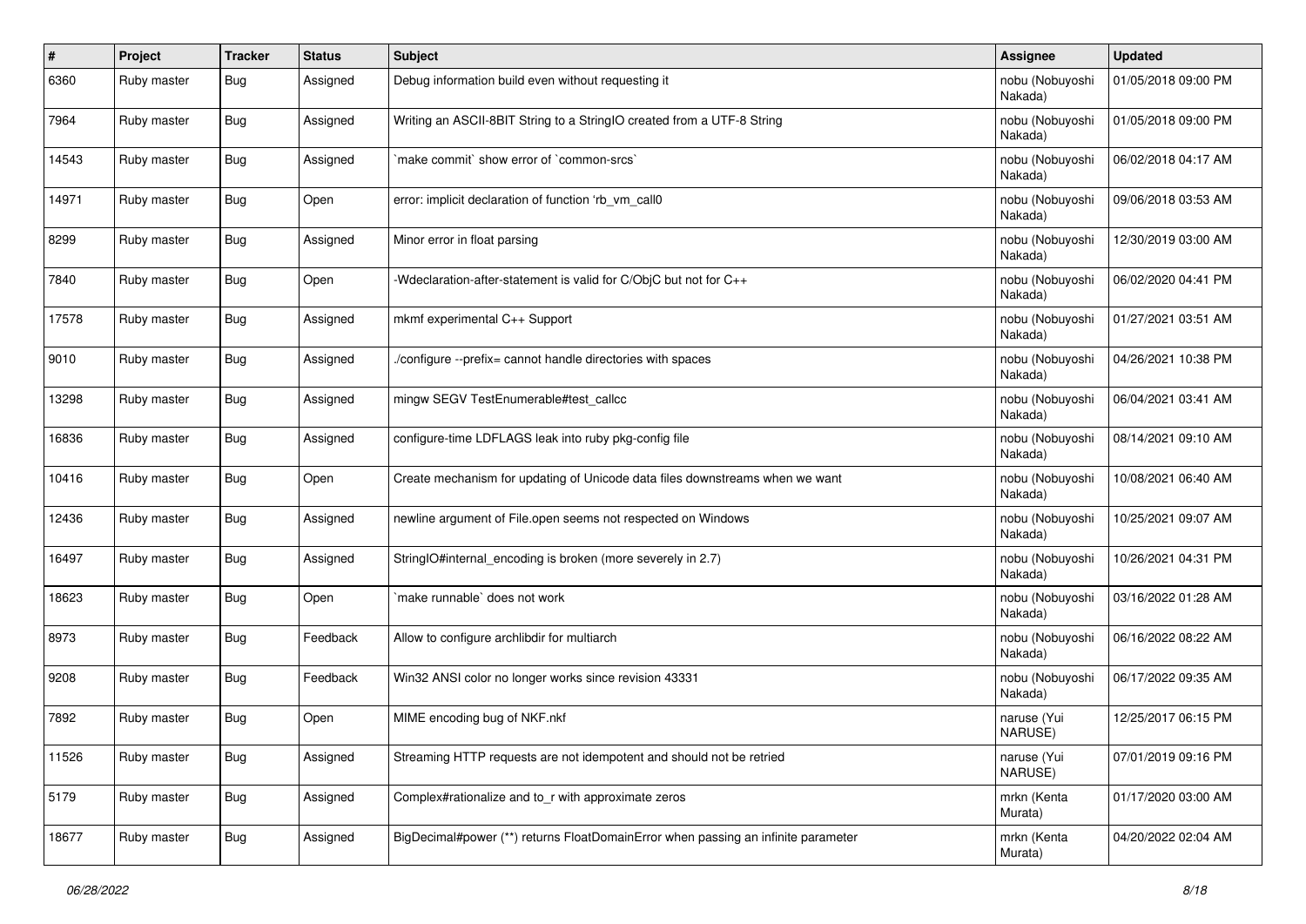| # | Project | Tracker | Status | Subject | Assignee | Updated |
|---|---|---|---|---|---|---|
| 6360 | Ruby master | Bug | Assigned | Debug information build even without requesting it | nobu (Nobuyoshi Nakada) | 01/05/2018 09:00 PM |
| 7964 | Ruby master | Bug | Assigned | Writing an ASCII-8BIT String to a StringIO created from a UTF-8 String | nobu (Nobuyoshi Nakada) | 01/05/2018 09:00 PM |
| 14543 | Ruby master | Bug | Assigned | `make commit` show error of `common-srcs` | nobu (Nobuyoshi Nakada) | 06/02/2018 04:17 AM |
| 14971 | Ruby master | Bug | Open | error: implicit declaration of function 'rb_vm_call0 | nobu (Nobuyoshi Nakada) | 09/06/2018 03:53 AM |
| 8299 | Ruby master | Bug | Assigned | Minor error in float parsing | nobu (Nobuyoshi Nakada) | 12/30/2019 03:00 AM |
| 7840 | Ruby master | Bug | Open | -Wdeclaration-after-statement is valid for C/ObjC but not for C++ | nobu (Nobuyoshi Nakada) | 06/02/2020 04:41 PM |
| 17578 | Ruby master | Bug | Assigned | mkmf experimental C++ Support | nobu (Nobuyoshi Nakada) | 01/27/2021 03:51 AM |
| 9010 | Ruby master | Bug | Assigned | ./configure --prefix= cannot handle directories with spaces | nobu (Nobuyoshi Nakada) | 04/26/2021 10:38 PM |
| 13298 | Ruby master | Bug | Assigned | mingw SEGV TestEnumerable#test_callcc | nobu (Nobuyoshi Nakada) | 06/04/2021 03:41 AM |
| 16836 | Ruby master | Bug | Assigned | configure-time LDFLAGS leak into ruby pkg-config file | nobu (Nobuyoshi Nakada) | 08/14/2021 09:10 AM |
| 10416 | Ruby master | Bug | Open | Create mechanism for updating of Unicode data files downstreams when we want | nobu (Nobuyoshi Nakada) | 10/08/2021 06:40 AM |
| 12436 | Ruby master | Bug | Assigned | newline argument of File.open seems not respected on Windows | nobu (Nobuyoshi Nakada) | 10/25/2021 09:07 AM |
| 16497 | Ruby master | Bug | Assigned | StringIO#internal_encoding is broken (more severely in 2.7) | nobu (Nobuyoshi Nakada) | 10/26/2021 04:31 PM |
| 18623 | Ruby master | Bug | Open | `make runnable` does not work | nobu (Nobuyoshi Nakada) | 03/16/2022 01:28 AM |
| 8973 | Ruby master | Bug | Feedback | Allow to configure archlibdir for multiarch | nobu (Nobuyoshi Nakada) | 06/16/2022 08:22 AM |
| 9208 | Ruby master | Bug | Feedback | Win32 ANSI color no longer works since revision 43331 | nobu (Nobuyoshi Nakada) | 06/17/2022 09:35 AM |
| 7892 | Ruby master | Bug | Open | MIME encoding bug of NKF.nkf | naruse (Yui NARUSE) | 12/25/2017 06:15 PM |
| 11526 | Ruby master | Bug | Assigned | Streaming HTTP requests are not idempotent and should not be retried | naruse (Yui NARUSE) | 07/01/2019 09:16 PM |
| 5179 | Ruby master | Bug | Assigned | Complex#rationalize and to_r with approximate zeros | mrkn (Kenta Murata) | 01/17/2020 03:00 AM |
| 18677 | Ruby master | Bug | Assigned | BigDecimal#power (**) returns FloatDomainError when passing an infinite parameter | mrkn (Kenta Murata) | 04/20/2022 02:04 AM |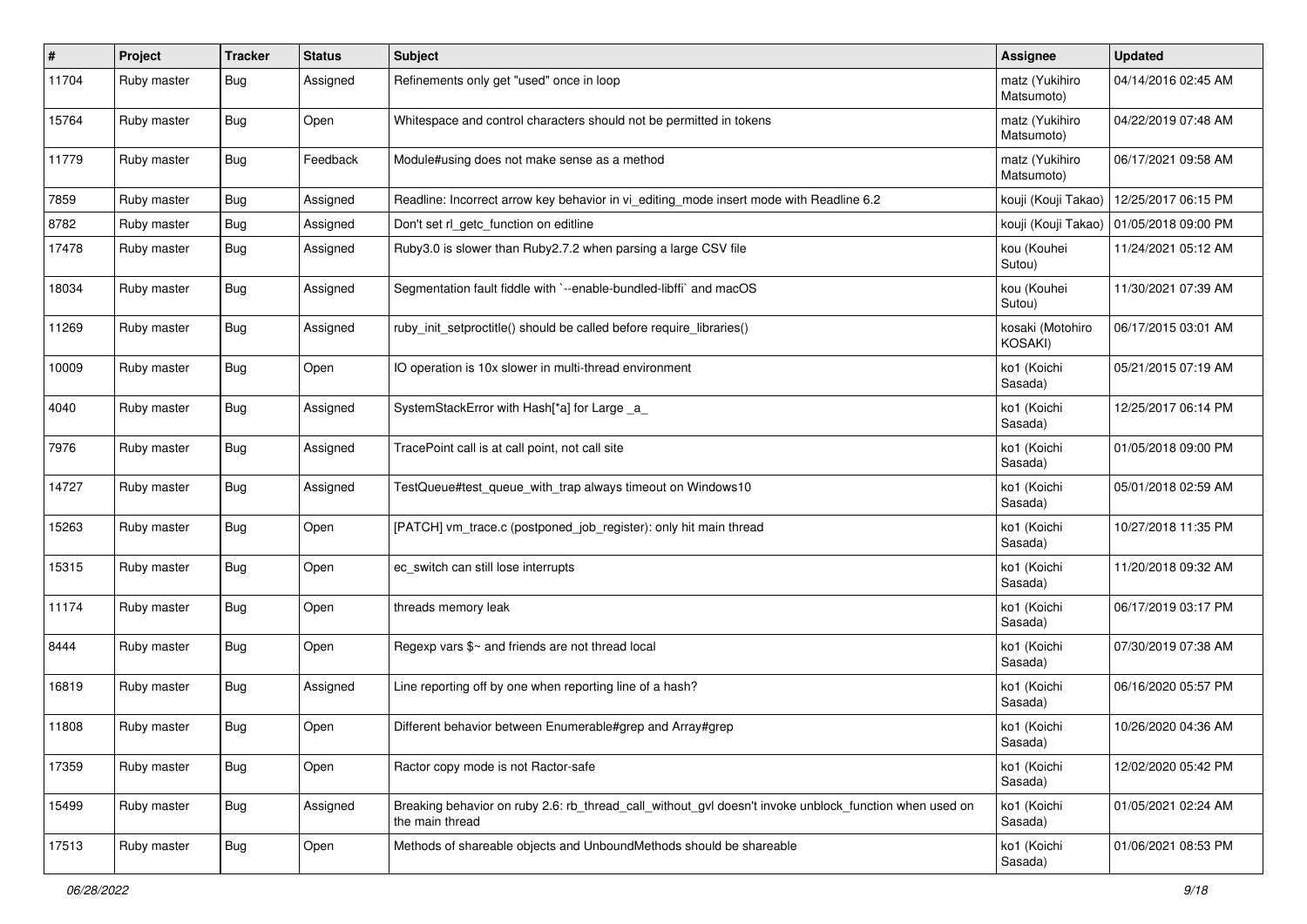| # | Project | Tracker | Status | Subject | Assignee | Updated |
|---|---|---|---|---|---|---|
| 11704 | Ruby master | Bug | Assigned | Refinements only get "used" once in loop | matz (Yukihiro Matsumoto) | 04/14/2016 02:45 AM |
| 15764 | Ruby master | Bug | Open | Whitespace and control characters should not be permitted in tokens | matz (Yukihiro Matsumoto) | 04/22/2019 07:48 AM |
| 11779 | Ruby master | Bug | Feedback | Module#using does not make sense as a method | matz (Yukihiro Matsumoto) | 06/17/2021 09:58 AM |
| 7859 | Ruby master | Bug | Assigned | Readline: Incorrect arrow key behavior in vi_editing_mode insert mode with Readline 6.2 | kouji (Kouji Takao) | 12/25/2017 06:15 PM |
| 8782 | Ruby master | Bug | Assigned | Don't set rl_getc_function on editline | kouji (Kouji Takao) | 01/05/2018 09:00 PM |
| 17478 | Ruby master | Bug | Assigned | Ruby3.0 is slower than Ruby2.7.2 when parsing a large CSV file | kou (Kouhei Sutou) | 11/24/2021 05:12 AM |
| 18034 | Ruby master | Bug | Assigned | Segmentation fault fiddle with `--enable-bundled-libffi` and macOS | kou (Kouhei Sutou) | 11/30/2021 07:39 AM |
| 11269 | Ruby master | Bug | Assigned | ruby_init_setproctitle() should be called before require_libraries() | kosaki (Motohiro KOSAKI) | 06/17/2015 03:01 AM |
| 10009 | Ruby master | Bug | Open | IO operation is 10x slower in multi-thread environment | ko1 (Koichi Sasada) | 05/21/2015 07:19 AM |
| 4040 | Ruby master | Bug | Assigned | SystemStackError with Hash[*a] for Large _a_ | ko1 (Koichi Sasada) | 12/25/2017 06:14 PM |
| 7976 | Ruby master | Bug | Assigned | TracePoint call is at call point, not call site | ko1 (Koichi Sasada) | 01/05/2018 09:00 PM |
| 14727 | Ruby master | Bug | Assigned | TestQueue#test_queue_with_trap always timeout on Windows10 | ko1 (Koichi Sasada) | 05/01/2018 02:59 AM |
| 15263 | Ruby master | Bug | Open | [PATCH] vm_trace.c (postponed_job_register): only hit main thread | ko1 (Koichi Sasada) | 10/27/2018 11:35 PM |
| 15315 | Ruby master | Bug | Open | ec_switch can still lose interrupts | ko1 (Koichi Sasada) | 11/20/2018 09:32 AM |
| 11174 | Ruby master | Bug | Open | threads memory leak | ko1 (Koichi Sasada) | 06/17/2019 03:17 PM |
| 8444 | Ruby master | Bug | Open | Regexp vars $~ and friends are not thread local | ko1 (Koichi Sasada) | 07/30/2019 07:38 AM |
| 16819 | Ruby master | Bug | Assigned | Line reporting off by one when reporting line of a hash? | ko1 (Koichi Sasada) | 06/16/2020 05:57 PM |
| 11808 | Ruby master | Bug | Open | Different behavior between Enumerable#grep and Array#grep | ko1 (Koichi Sasada) | 10/26/2020 04:36 AM |
| 17359 | Ruby master | Bug | Open | Ractor copy mode is not Ractor-safe | ko1 (Koichi Sasada) | 12/02/2020 05:42 PM |
| 15499 | Ruby master | Bug | Assigned | Breaking behavior on ruby 2.6: rb_thread_call_without_gvl doesn't invoke unblock_function when used on the main thread | ko1 (Koichi Sasada) | 01/05/2021 02:24 AM |
| 17513 | Ruby master | Bug | Open | Methods of shareable objects and UnboundMethods should be shareable | ko1 (Koichi Sasada) | 01/06/2021 08:53 PM |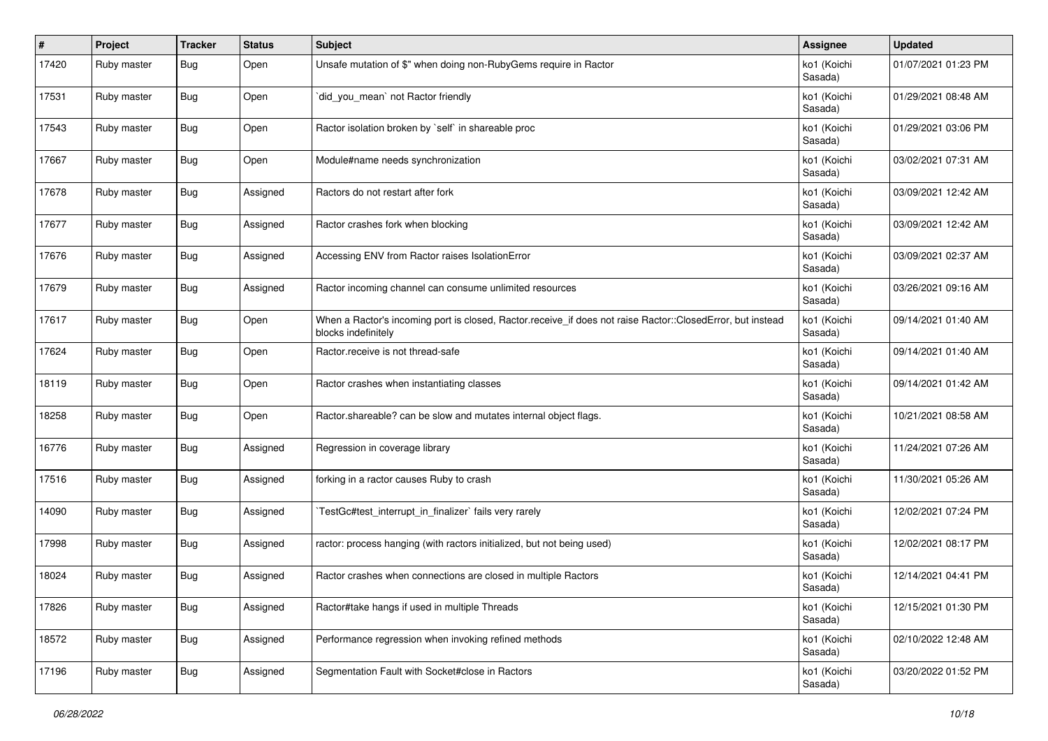| # | Project | Tracker | Status | Subject | Assignee | Updated |
|---|---|---|---|---|---|---|
| 17420 | Ruby master | Bug | Open | Unsafe mutation of $" when doing non-RubyGems require in Ractor | ko1 (Koichi Sasada) | 01/07/2021 01:23 PM |
| 17531 | Ruby master | Bug | Open | `did_you_mean` not Ractor friendly | ko1 (Koichi Sasada) | 01/29/2021 08:48 AM |
| 17543 | Ruby master | Bug | Open | Ractor isolation broken by `self` in shareable proc | ko1 (Koichi Sasada) | 01/29/2021 03:06 PM |
| 17667 | Ruby master | Bug | Open | Module#name needs synchronization | ko1 (Koichi Sasada) | 03/02/2021 07:31 AM |
| 17678 | Ruby master | Bug | Assigned | Ractors do not restart after fork | ko1 (Koichi Sasada) | 03/09/2021 12:42 AM |
| 17677 | Ruby master | Bug | Assigned | Ractor crashes fork when blocking | ko1 (Koichi Sasada) | 03/09/2021 12:42 AM |
| 17676 | Ruby master | Bug | Assigned | Accessing ENV from Ractor raises IsolationError | ko1 (Koichi Sasada) | 03/09/2021 02:37 AM |
| 17679 | Ruby master | Bug | Assigned | Ractor incoming channel can consume unlimited resources | ko1 (Koichi Sasada) | 03/26/2021 09:16 AM |
| 17617 | Ruby master | Bug | Open | When a Ractor's incoming port is closed, Ractor.receive_if does not raise Ractor::ClosedError, but instead blocks indefinitely | ko1 (Koichi Sasada) | 09/14/2021 01:40 AM |
| 17624 | Ruby master | Bug | Open | Ractor.receive is not thread-safe | ko1 (Koichi Sasada) | 09/14/2021 01:40 AM |
| 18119 | Ruby master | Bug | Open | Ractor crashes when instantiating classes | ko1 (Koichi Sasada) | 09/14/2021 01:42 AM |
| 18258 | Ruby master | Bug | Open | Ractor.shareable? can be slow and mutates internal object flags. | ko1 (Koichi Sasada) | 10/21/2021 08:58 AM |
| 16776 | Ruby master | Bug | Assigned | Regression in coverage library | ko1 (Koichi Sasada) | 11/24/2021 07:26 AM |
| 17516 | Ruby master | Bug | Assigned | forking in a ractor causes Ruby to crash | ko1 (Koichi Sasada) | 11/30/2021 05:26 AM |
| 14090 | Ruby master | Bug | Assigned | `TestGc#test_interrupt_in_finalizer` fails very rarely | ko1 (Koichi Sasada) | 12/02/2021 07:24 PM |
| 17998 | Ruby master | Bug | Assigned | ractor: process hanging (with ractors initialized, but not being used) | ko1 (Koichi Sasada) | 12/02/2021 08:17 PM |
| 18024 | Ruby master | Bug | Assigned | Ractor crashes when connections are closed in multiple Ractors | ko1 (Koichi Sasada) | 12/14/2021 04:41 PM |
| 17826 | Ruby master | Bug | Assigned | Ractor#take hangs if used in multiple Threads | ko1 (Koichi Sasada) | 12/15/2021 01:30 PM |
| 18572 | Ruby master | Bug | Assigned | Performance regression when invoking refined methods | ko1 (Koichi Sasada) | 02/10/2022 12:48 AM |
| 17196 | Ruby master | Bug | Assigned | Segmentation Fault with Socket#close in Ractors | ko1 (Koichi Sasada) | 03/20/2022 01:52 PM |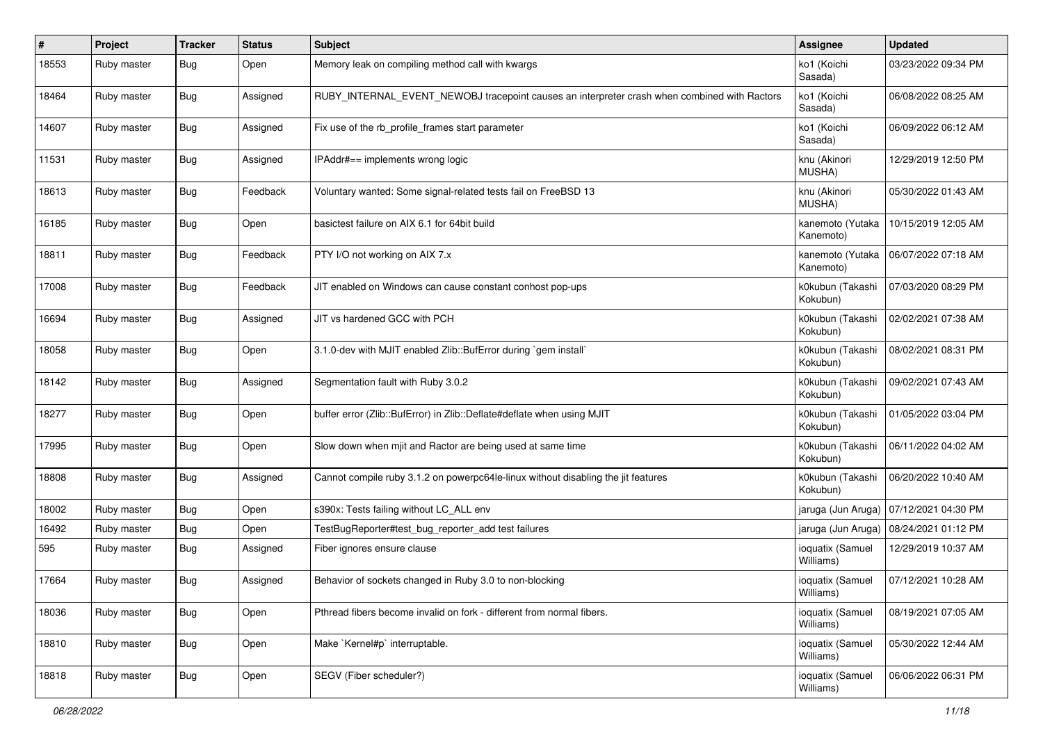| # | Project | Tracker | Status | Subject | Assignee | Updated |
|---|---|---|---|---|---|---|
| 18553 | Ruby master | Bug | Open | Memory leak on compiling method call with kwargs | ko1 (Koichi Sasada) | 03/23/2022 09:34 PM |
| 18464 | Ruby master | Bug | Assigned | RUBY_INTERNAL_EVENT_NEWOBJ tracepoint causes an interpreter crash when combined with Ractors | ko1 (Koichi Sasada) | 06/08/2022 08:25 AM |
| 14607 | Ruby master | Bug | Assigned | Fix use of the rb_profile_frames start parameter | ko1 (Koichi Sasada) | 06/09/2022 06:12 AM |
| 11531 | Ruby master | Bug | Assigned | IPAddr#== implements wrong logic | knu (Akinori MUSHA) | 12/29/2019 12:50 PM |
| 18613 | Ruby master | Bug | Feedback | Voluntary wanted: Some signal-related tests fail on FreeBSD 13 | knu (Akinori MUSHA) | 05/30/2022 01:43 AM |
| 16185 | Ruby master | Bug | Open | basictest failure on AIX 6.1 for 64bit build | kanemoto (Yutaka Kanemoto) | 10/15/2019 12:05 AM |
| 18811 | Ruby master | Bug | Feedback | PTY I/O not working on AIX 7.x | kanemoto (Yutaka Kanemoto) | 06/07/2022 07:18 AM |
| 17008 | Ruby master | Bug | Feedback | JIT enabled on Windows can cause constant conhost pop-ups | k0kubun (Takashi Kokubun) | 07/03/2020 08:29 PM |
| 16694 | Ruby master | Bug | Assigned | JIT vs hardened GCC with PCH | k0kubun (Takashi Kokubun) | 02/02/2021 07:38 AM |
| 18058 | Ruby master | Bug | Open | 3.1.0-dev with MJIT enabled Zlib::BufError during `gem install` | k0kubun (Takashi Kokubun) | 08/02/2021 08:31 PM |
| 18142 | Ruby master | Bug | Assigned | Segmentation fault with Ruby 3.0.2 | k0kubun (Takashi Kokubun) | 09/02/2021 07:43 AM |
| 18277 | Ruby master | Bug | Open | buffer error (Zlib::BufError) in Zlib::Deflate#deflate when using MJIT | k0kubun (Takashi Kokubun) | 01/05/2022 03:04 PM |
| 17995 | Ruby master | Bug | Open | Slow down when mjit and Ractor are being used at same time | k0kubun (Takashi Kokubun) | 06/11/2022 04:02 AM |
| 18808 | Ruby master | Bug | Assigned | Cannot compile ruby 3.1.2 on powerpc64le-linux without disabling the jit features | k0kubun (Takashi Kokubun) | 06/20/2022 10:40 AM |
| 18002 | Ruby master | Bug | Open | s390x: Tests failing without LC_ALL env | jaruga (Jun Aruga) | 07/12/2021 04:30 PM |
| 16492 | Ruby master | Bug | Open | TestBugReporter#test_bug_reporter_add test failures | jaruga (Jun Aruga) | 08/24/2021 01:12 PM |
| 595 | Ruby master | Bug | Assigned | Fiber ignores ensure clause | ioquatix (Samuel Williams) | 12/29/2019 10:37 AM |
| 17664 | Ruby master | Bug | Assigned | Behavior of sockets changed in Ruby 3.0 to non-blocking | ioquatix (Samuel Williams) | 07/12/2021 10:28 AM |
| 18036 | Ruby master | Bug | Open | Pthread fibers become invalid on fork - different from normal fibers. | ioquatix (Samuel Williams) | 08/19/2021 07:05 AM |
| 18810 | Ruby master | Bug | Open | Make `Kernel#p` interruptable. | ioquatix (Samuel Williams) | 05/30/2022 12:44 AM |
| 18818 | Ruby master | Bug | Open | SEGV (Fiber scheduler?) | ioquatix (Samuel Williams) | 06/06/2022 06:31 PM |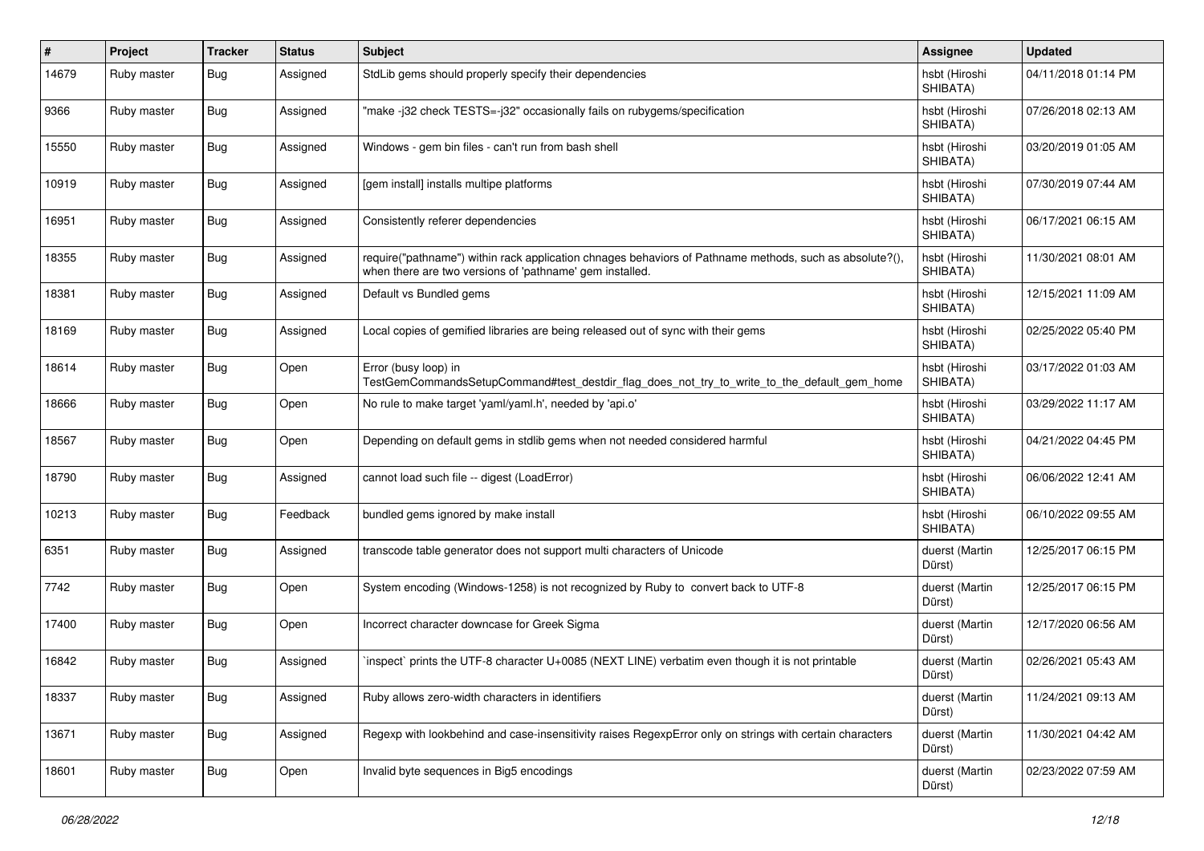| # | Project | Tracker | Status | Subject | Assignee | Updated |
|---|---|---|---|---|---|---|
| 14679 | Ruby master | Bug | Assigned | StdLib gems should properly specify their dependencies | hsbt (Hiroshi SHIBATA) | 04/11/2018 01:14 PM |
| 9366 | Ruby master | Bug | Assigned | "make -j32 check TESTS=-j32" occasionally fails on rubygems/specification | hsbt (Hiroshi SHIBATA) | 07/26/2018 02:13 AM |
| 15550 | Ruby master | Bug | Assigned | Windows - gem bin files - can't run from bash shell | hsbt (Hiroshi SHIBATA) | 03/20/2019 01:05 AM |
| 10919 | Ruby master | Bug | Assigned | [gem install] installs multipe platforms | hsbt (Hiroshi SHIBATA) | 07/30/2019 07:44 AM |
| 16951 | Ruby master | Bug | Assigned | Consistently referer dependencies | hsbt (Hiroshi SHIBATA) | 06/17/2021 06:15 AM |
| 18355 | Ruby master | Bug | Assigned | require("pathname") within rack application chnages behaviors of Pathname methods, such as absolute?(), when there are two versions of 'pathname' gem installed. | hsbt (Hiroshi SHIBATA) | 11/30/2021 08:01 AM |
| 18381 | Ruby master | Bug | Assigned | Default vs Bundled gems | hsbt (Hiroshi SHIBATA) | 12/15/2021 11:09 AM |
| 18169 | Ruby master | Bug | Assigned | Local copies of gemified libraries are being released out of sync with their gems | hsbt (Hiroshi SHIBATA) | 02/25/2022 05:40 PM |
| 18614 | Ruby master | Bug | Open | Error (busy loop) in TestGemCommandsSetupCommand#test_destdir_flag_does_not_try_to_write_to_the_default_gem_home | hsbt (Hiroshi SHIBATA) | 03/17/2022 01:03 AM |
| 18666 | Ruby master | Bug | Open | No rule to make target 'yaml/yaml.h', needed by 'api.o' | hsbt (Hiroshi SHIBATA) | 03/29/2022 11:17 AM |
| 18567 | Ruby master | Bug | Open | Depending on default gems in stdlib gems when not needed considered harmful | hsbt (Hiroshi SHIBATA) | 04/21/2022 04:45 PM |
| 18790 | Ruby master | Bug | Assigned | cannot load such file -- digest (LoadError) | hsbt (Hiroshi SHIBATA) | 06/06/2022 12:41 AM |
| 10213 | Ruby master | Bug | Feedback | bundled gems ignored by make install | hsbt (Hiroshi SHIBATA) | 06/10/2022 09:55 AM |
| 6351 | Ruby master | Bug | Assigned | transcode table generator does not support multi characters of Unicode | duerst (Martin Dürst) | 12/25/2017 06:15 PM |
| 7742 | Ruby master | Bug | Open | System encoding (Windows-1258) is not recognized by Ruby to convert back to UTF-8 | duerst (Martin Dürst) | 12/25/2017 06:15 PM |
| 17400 | Ruby master | Bug | Open | Incorrect character downcase for Greek Sigma | duerst (Martin Dürst) | 12/17/2020 06:56 AM |
| 16842 | Ruby master | Bug | Assigned | `inspect` prints the UTF-8 character U+0085 (NEXT LINE) verbatim even though it is not printable | duerst (Martin Dürst) | 02/26/2021 05:43 AM |
| 18337 | Ruby master | Bug | Assigned | Ruby allows zero-width characters in identifiers | duerst (Martin Dürst) | 11/24/2021 09:13 AM |
| 13671 | Ruby master | Bug | Assigned | Regexp with lookbehind and case-insensitivity raises RegexpError only on strings with certain characters | duerst (Martin Dürst) | 11/30/2021 04:42 AM |
| 18601 | Ruby master | Bug | Open | Invalid byte sequences in Big5 encodings | duerst (Martin Dürst) | 02/23/2022 07:59 AM |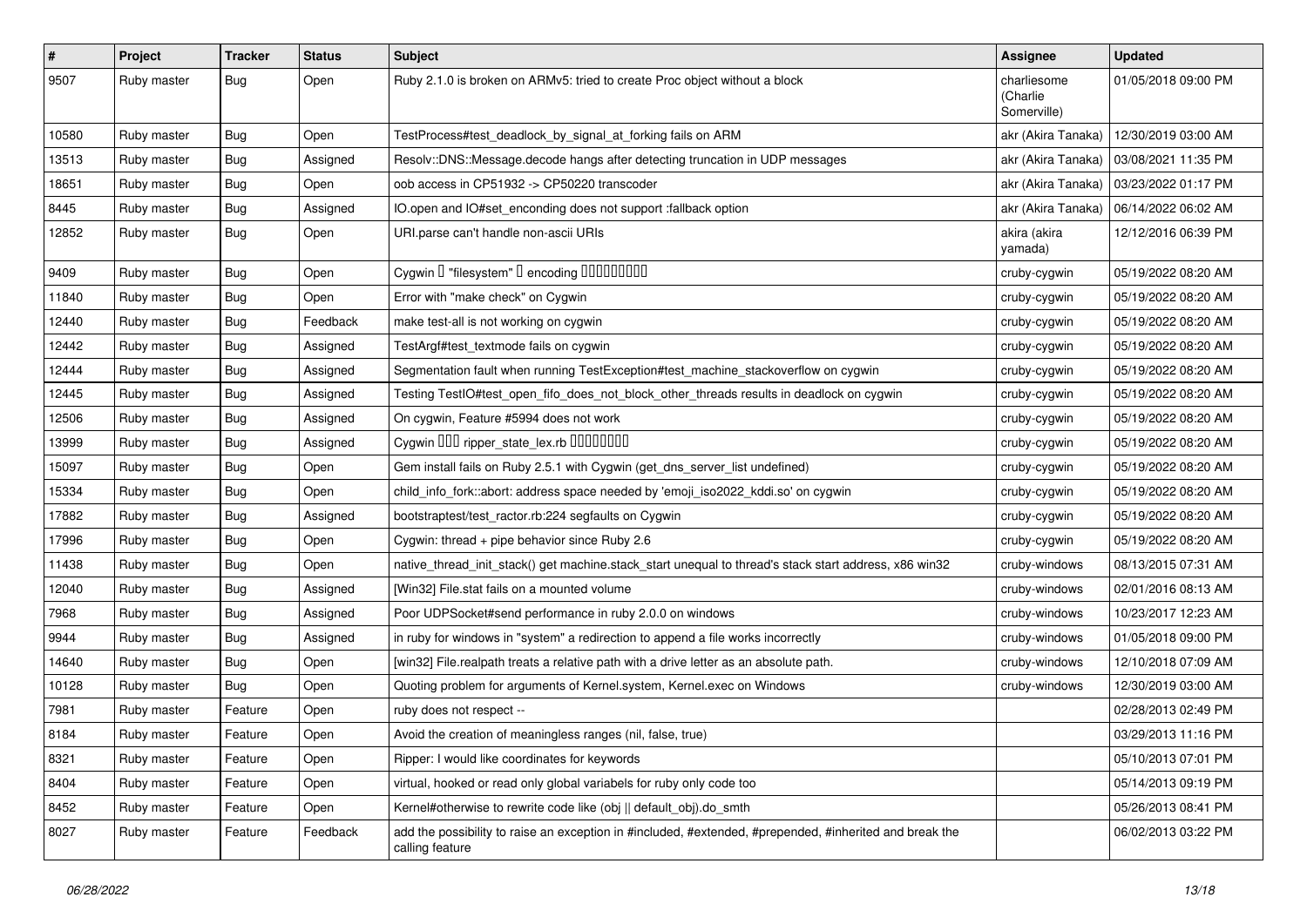| # | Project | Tracker | Status | Subject | Assignee | Updated |
|---|---|---|---|---|---|---|
| 9507 | Ruby master | Bug | Open | Ruby 2.1.0 is broken on ARMv5: tried to create Proc object without a block | charliesome (Charlie Somerville) | 01/05/2018 09:00 PM |
| 10580 | Ruby master | Bug | Open | TestProcess#test_deadlock_by_signal_at_forking fails on ARM | akr (Akira Tanaka) | 12/30/2019 03:00 AM |
| 13513 | Ruby master | Bug | Assigned | Resolv::DNS::Message.decode hangs after detecting truncation in UDP messages | akr (Akira Tanaka) | 03/08/2021 11:35 PM |
| 18651 | Ruby master | Bug | Open | oob access in CP51932 -> CP50220 transcoder | akr (Akira Tanaka) | 03/23/2022 01:17 PM |
| 8445 | Ruby master | Bug | Assigned | IO.open and IO#set_enconding does not support :fallback option | akr (Akira Tanaka) | 06/14/2022 06:02 AM |
| 12852 | Ruby master | Bug | Open | URI.parse can't handle non-ascii URIs | akira (akira yamada) | 12/12/2016 06:39 PM |
| 9409 | Ruby master | Bug | Open | Cygwin □ "filesystem" □ encoding □□□□□□□□□ | cruby-cygwin | 05/19/2022 08:20 AM |
| 11840 | Ruby master | Bug | Open | Error with "make check" on Cygwin | cruby-cygwin | 05/19/2022 08:20 AM |
| 12440 | Ruby master | Bug | Feedback | make test-all is not working on cygwin | cruby-cygwin | 05/19/2022 08:20 AM |
| 12442 | Ruby master | Bug | Assigned | TestArgf#test_textmode fails on cygwin | cruby-cygwin | 05/19/2022 08:20 AM |
| 12444 | Ruby master | Bug | Assigned | Segmentation fault when running TestException#test_machine_stackoverflow on cygwin | cruby-cygwin | 05/19/2022 08:20 AM |
| 12445 | Ruby master | Bug | Assigned | Testing TestIO#test_open_fifo_does_not_block_other_threads results in deadlock on cygwin | cruby-cygwin | 05/19/2022 08:20 AM |
| 12506 | Ruby master | Bug | Assigned | On cygwin, Feature #5994 does not work | cruby-cygwin | 05/19/2022 08:20 AM |
| 13999 | Ruby master | Bug | Assigned | Cygwin □□□ ripper_state_lex.rb □□□□□□□□ | cruby-cygwin | 05/19/2022 08:20 AM |
| 15097 | Ruby master | Bug | Open | Gem install fails on Ruby 2.5.1 with Cygwin (get_dns_server_list undefined) | cruby-cygwin | 05/19/2022 08:20 AM |
| 15334 | Ruby master | Bug | Open | child_info_fork::abort: address space needed by 'emoji_iso2022_kddi.so' on cygwin | cruby-cygwin | 05/19/2022 08:20 AM |
| 17882 | Ruby master | Bug | Assigned | bootstraptest/test_ractor.rb:224 segfaults on Cygwin | cruby-cygwin | 05/19/2022 08:20 AM |
| 17996 | Ruby master | Bug | Open | Cygwin: thread + pipe behavior since Ruby 2.6 | cruby-cygwin | 05/19/2022 08:20 AM |
| 11438 | Ruby master | Bug | Open | native_thread_init_stack() get machine.stack_start unequal to thread's stack start address, x86 win32 | cruby-windows | 08/13/2015 07:31 AM |
| 12040 | Ruby master | Bug | Assigned | [Win32] File.stat fails on a mounted volume | cruby-windows | 02/01/2016 08:13 AM |
| 7968 | Ruby master | Bug | Assigned | Poor UDPSocket#send performance in ruby 2.0.0 on windows | cruby-windows | 10/23/2017 12:23 AM |
| 9944 | Ruby master | Bug | Assigned | in ruby for windows in "system" a redirection to append a file works incorrectly | cruby-windows | 01/05/2018 09:00 PM |
| 14640 | Ruby master | Bug | Open | [win32] File.realpath treats a relative path with a drive letter as an absolute path. | cruby-windows | 12/10/2018 07:09 AM |
| 10128 | Ruby master | Bug | Open | Quoting problem for arguments of Kernel.system, Kernel.exec on Windows | cruby-windows | 12/30/2019 03:00 AM |
| 7981 | Ruby master | Feature | Open | ruby does not respect -- | | 02/28/2013 02:49 PM |
| 8184 | Ruby master | Feature | Open | Avoid the creation of meaningless ranges (nil, false, true) | | 03/29/2013 11:16 PM |
| 8321 | Ruby master | Feature | Open | Ripper: I would like coordinates for keywords | | 05/10/2013 07:01 PM |
| 8404 | Ruby master | Feature | Open | virtual, hooked or read only global variabels for ruby only code too | | 05/14/2013 09:19 PM |
| 8452 | Ruby master | Feature | Open | Kernel#otherwise to rewrite code like (obj \|\| default_obj).do_smth | | 05/26/2013 08:41 PM |
| 8027 | Ruby master | Feature | Feedback | add the possibility to raise an exception in #included, #extended, #prepended, #inherited and break the calling feature | | 06/02/2013 03:22 PM |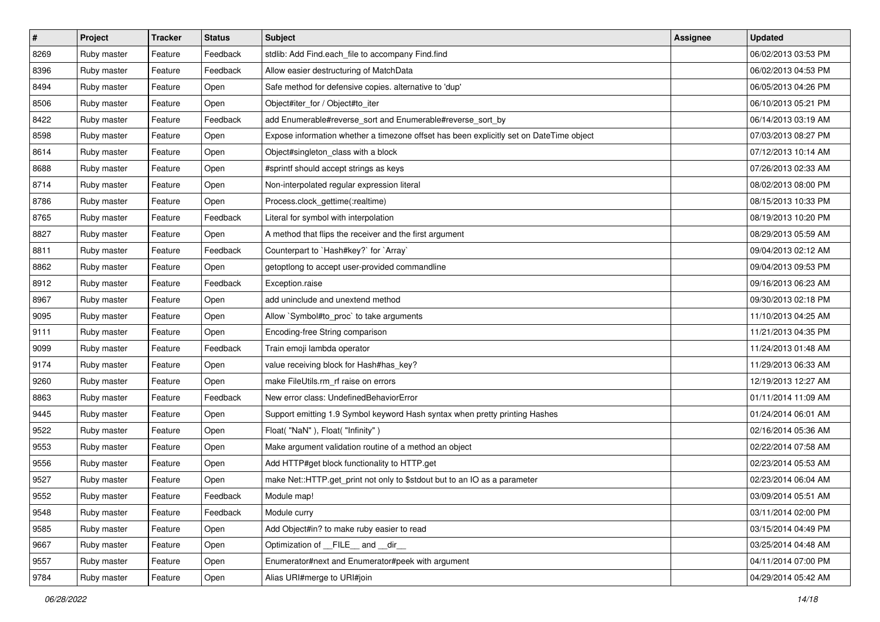| # | Project | Tracker | Status | Subject | Assignee | Updated |
|---|---|---|---|---|---|---|
| 8269 | Ruby master | Feature | Feedback | stdlib: Add Find.each_file to accompany Find.find | | 06/02/2013 03:53 PM |
| 8396 | Ruby master | Feature | Feedback | Allow easier destructuring of MatchData | | 06/02/2013 04:53 PM |
| 8494 | Ruby master | Feature | Open | Safe method for defensive copies. alternative to 'dup' | | 06/05/2013 04:26 PM |
| 8506 | Ruby master | Feature | Open | Object#iter_for / Object#to_iter | | 06/10/2013 05:21 PM |
| 8422 | Ruby master | Feature | Feedback | add Enumerable#reverse_sort and Enumerable#reverse_sort_by | | 06/14/2013 03:19 AM |
| 8598 | Ruby master | Feature | Open | Expose information whether a timezone offset has been explicitly set on DateTime object | | 07/03/2013 08:27 PM |
| 8614 | Ruby master | Feature | Open | Object#singleton_class with a block | | 07/12/2013 10:14 AM |
| 8688 | Ruby master | Feature | Open | #sprintf should accept strings as keys | | 07/26/2013 02:33 AM |
| 8714 | Ruby master | Feature | Open | Non-interpolated regular expression literal | | 08/02/2013 08:00 PM |
| 8786 | Ruby master | Feature | Open | Process.clock_gettime(:realtime) | | 08/15/2013 10:33 PM |
| 8765 | Ruby master | Feature | Feedback | Literal for symbol with interpolation | | 08/19/2013 10:20 PM |
| 8827 | Ruby master | Feature | Open | A method that flips the receiver and the first argument | | 08/29/2013 05:59 AM |
| 8811 | Ruby master | Feature | Feedback | Counterpart to `Hash#key?` for `Array` | | 09/04/2013 02:12 AM |
| 8862 | Ruby master | Feature | Open | getoptlong to accept user-provided commandline | | 09/04/2013 09:53 PM |
| 8912 | Ruby master | Feature | Feedback | Exception.raise | | 09/16/2013 06:23 AM |
| 8967 | Ruby master | Feature | Open | add uninclude and unextend method | | 09/30/2013 02:18 PM |
| 9095 | Ruby master | Feature | Open | Allow `Symbol#to_proc` to take arguments | | 11/10/2013 04:25 AM |
| 9111 | Ruby master | Feature | Open | Encoding-free String comparison | | 11/21/2013 04:35 PM |
| 9099 | Ruby master | Feature | Feedback | Train emoji lambda operator | | 11/24/2013 01:48 AM |
| 9174 | Ruby master | Feature | Open | value receiving block for Hash#has_key? | | 11/29/2013 06:33 AM |
| 9260 | Ruby master | Feature | Open | make FileUtils.rm_rf raise on errors | | 12/19/2013 12:27 AM |
| 8863 | Ruby master | Feature | Feedback | New error class: UndefinedBehaviorError | | 01/11/2014 11:09 AM |
| 9445 | Ruby master | Feature | Open | Support emitting 1.9 Symbol keyword Hash syntax when pretty printing Hashes | | 01/24/2014 06:01 AM |
| 9522 | Ruby master | Feature | Open | Float( "NaN" ), Float( "Infinity" ) | | 02/16/2014 05:36 AM |
| 9553 | Ruby master | Feature | Open | Make argument validation routine of a method an object | | 02/22/2014 07:58 AM |
| 9556 | Ruby master | Feature | Open | Add HTTP#get block functionality to HTTP.get | | 02/23/2014 05:53 AM |
| 9527 | Ruby master | Feature | Open | make Net::HTTP.get_print not only to $stdout but to an IO as a parameter | | 02/23/2014 06:04 AM |
| 9552 | Ruby master | Feature | Feedback | Module map! | | 03/09/2014 05:51 AM |
| 9548 | Ruby master | Feature | Feedback | Module curry | | 03/11/2014 02:00 PM |
| 9585 | Ruby master | Feature | Open | Add Object#in? to make ruby easier to read | | 03/15/2014 04:49 PM |
| 9667 | Ruby master | Feature | Open | Optimization of __FILE__ and __dir__ | | 03/25/2014 04:48 AM |
| 9557 | Ruby master | Feature | Open | Enumerator#next and Enumerator#peek with argument | | 04/11/2014 07:00 PM |
| 9784 | Ruby master | Feature | Open | Alias URI#merge to URI#join | | 04/29/2014 05:42 AM |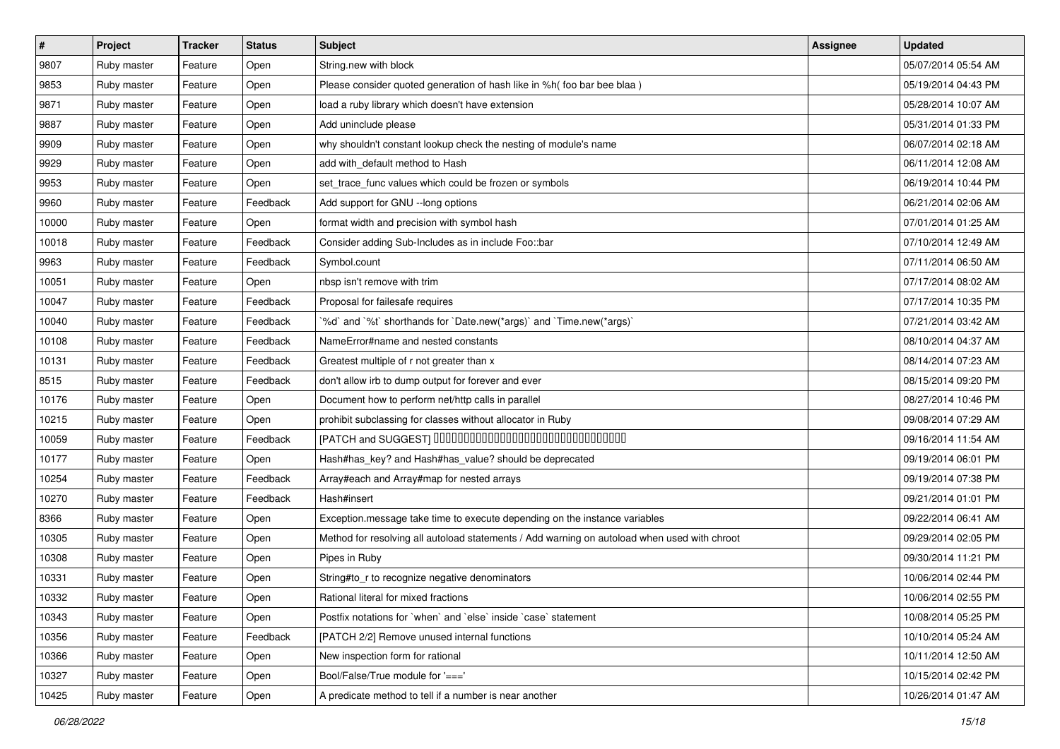| # | Project | Tracker | Status | Subject | Assignee | Updated |
|---|---|---|---|---|---|---|
| 9807 | Ruby master | Feature | Open | String.new with block | | 05/07/2014 05:54 AM |
| 9853 | Ruby master | Feature | Open | Please consider quoted generation of hash like in %h( foo bar bee blaa ) | | 05/19/2014 04:43 PM |
| 9871 | Ruby master | Feature | Open | load a ruby library which doesn't have extension | | 05/28/2014 10:07 AM |
| 9887 | Ruby master | Feature | Open | Add uninclude please | | 05/31/2014 01:33 PM |
| 9909 | Ruby master | Feature | Open | why shouldn't constant lookup check the nesting of module's name | | 06/07/2014 02:18 AM |
| 9929 | Ruby master | Feature | Open | add with_default method to Hash | | 06/11/2014 12:08 AM |
| 9953 | Ruby master | Feature | Open | set_trace_func values which could be frozen or symbols | | 06/19/2014 10:44 PM |
| 9960 | Ruby master | Feature | Feedback | Add support for GNU --long options | | 06/21/2014 02:06 AM |
| 10000 | Ruby master | Feature | Open | format width and precision with symbol hash | | 07/01/2014 01:25 AM |
| 10018 | Ruby master | Feature | Feedback | Consider adding Sub-Includes as in include Foo::bar | | 07/10/2014 12:49 AM |
| 9963 | Ruby master | Feature | Feedback | Symbol.count | | 07/11/2014 06:50 AM |
| 10051 | Ruby master | Feature | Open | nbsp isn't remove with trim | | 07/17/2014 08:02 AM |
| 10047 | Ruby master | Feature | Feedback | Proposal for failesafe requires | | 07/17/2014 10:35 PM |
| 10040 | Ruby master | Feature | Feedback | `%d` and `%t` shorthands for `Date.new(*args)` and `Time.new(*args)` | | 07/21/2014 03:42 AM |
| 10108 | Ruby master | Feature | Feedback | NameError#name and nested constants | | 08/10/2014 04:37 AM |
| 10131 | Ruby master | Feature | Feedback | Greatest multiple of r not greater than x | | 08/14/2014 07:23 AM |
| 8515 | Ruby master | Feature | Feedback | don't allow irb to dump output for forever and ever | | 08/15/2014 09:20 PM |
| 10176 | Ruby master | Feature | Open | Document how to perform net/http calls in parallel | | 08/27/2014 10:46 PM |
| 10215 | Ruby master | Feature | Open | prohibit subclassing for classes without allocator in Ruby | | 09/08/2014 07:29 AM |
| 10059 | Ruby master | Feature | Feedback | [PATCH and SUGGEST] ���������������������������������� | | 09/16/2014 11:54 AM |
| 10177 | Ruby master | Feature | Open | Hash#has_key? and Hash#has_value? should be deprecated | | 09/19/2014 06:01 PM |
| 10254 | Ruby master | Feature | Feedback | Array#each and Array#map for nested arrays | | 09/19/2014 07:38 PM |
| 10270 | Ruby master | Feature | Feedback | Hash#insert | | 09/21/2014 01:01 PM |
| 8366 | Ruby master | Feature | Open | Exception.message take time to execute depending on the instance variables | | 09/22/2014 06:41 AM |
| 10305 | Ruby master | Feature | Open | Method for resolving all autoload statements / Add warning on autoload when used with chroot | | 09/29/2014 02:05 PM |
| 10308 | Ruby master | Feature | Open | Pipes in Ruby | | 09/30/2014 11:21 PM |
| 10331 | Ruby master | Feature | Open | String#to_r to recognize negative denominators | | 10/06/2014 02:44 PM |
| 10332 | Ruby master | Feature | Open | Rational literal for mixed fractions | | 10/06/2014 02:55 PM |
| 10343 | Ruby master | Feature | Open | Postfix notations for `when` and `else` inside `case` statement | | 10/08/2014 05:25 PM |
| 10356 | Ruby master | Feature | Feedback | [PATCH 2/2] Remove unused internal functions | | 10/10/2014 05:24 AM |
| 10366 | Ruby master | Feature | Open | New inspection form for rational | | 10/11/2014 12:50 AM |
| 10327 | Ruby master | Feature | Open | Bool/False/True module for '===' | | 10/15/2014 02:42 PM |
| 10425 | Ruby master | Feature | Open | A predicate method to tell if a number is near another | | 10/26/2014 01:47 AM |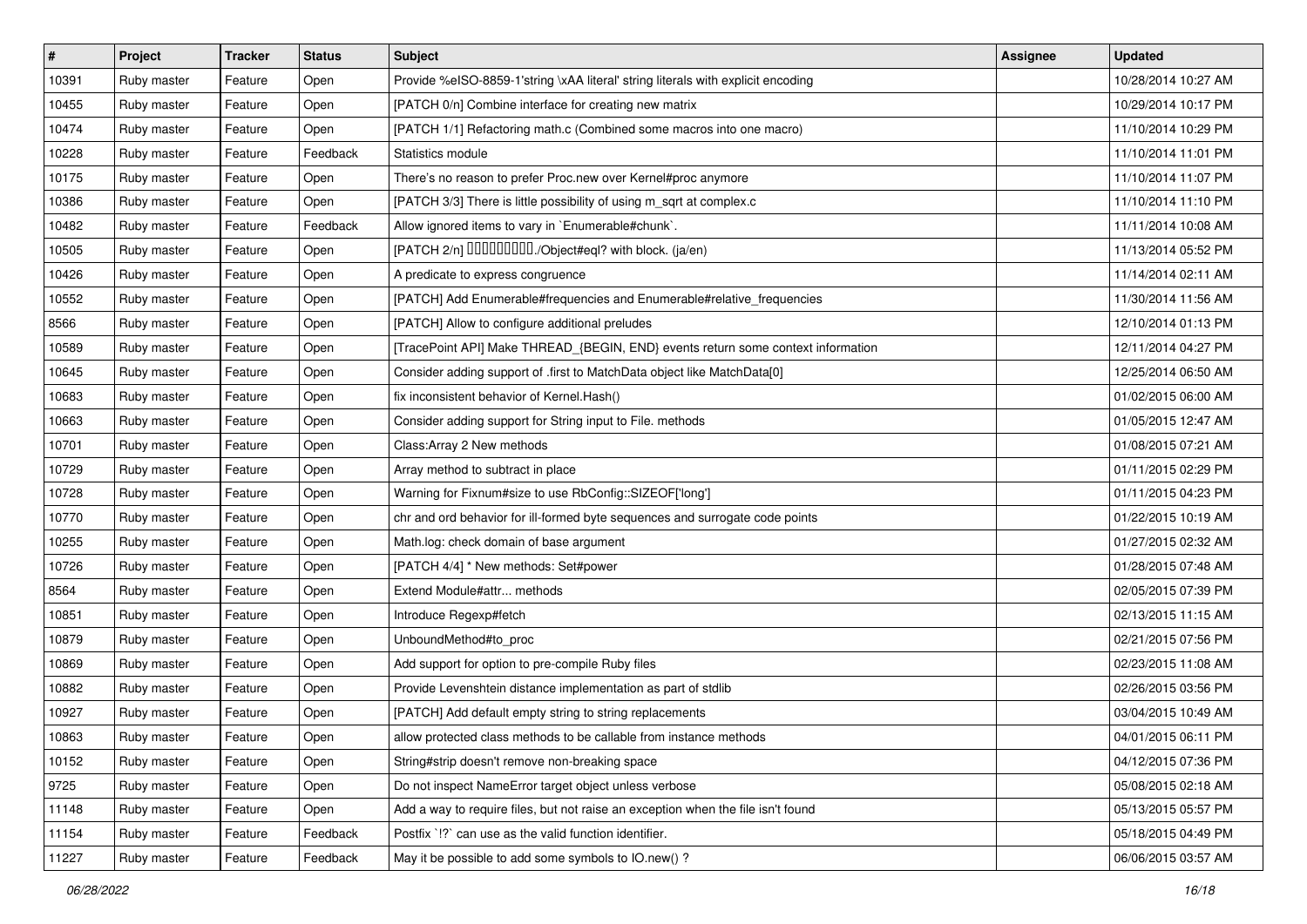| # | Project | Tracker | Status | Subject | Assignee | Updated |
|---|---|---|---|---|---|---|
| 10391 | Ruby master | Feature | Open | Provide %eISO-8859-1'string \xAA literal' string literals with explicit encoding | | 10/28/2014 10:27 AM |
| 10455 | Ruby master | Feature | Open | [PATCH 0/n] Combine interface for creating new matrix | | 10/29/2014 10:17 PM |
| 10474 | Ruby master | Feature | Open | [PATCH 1/1] Refactoring math.c (Combined some macros into one macro) | | 11/10/2014 10:29 PM |
| 10228 | Ruby master | Feature | Feedback | Statistics module | | 11/10/2014 11:01 PM |
| 10175 | Ruby master | Feature | Open | There’s no reason to prefer Proc.new over Kernel#proc anymore | | 11/10/2014 11:07 PM |
| 10386 | Ruby master | Feature | Open | [PATCH 3/3] There is little possibility of using m_sqrt at complex.c | | 11/10/2014 11:10 PM |
| 10482 | Ruby master | Feature | Feedback | Allow ignored items to vary in `Enumerable#chunk`. | | 11/11/2014 10:08 AM |
| 10505 | Ruby master | Feature | Open | [PATCH 2/n] □□□□□□□□□./Object#eql? with block. (ja/en) | | 11/13/2014 05:52 PM |
| 10426 | Ruby master | Feature | Open | A predicate to express congruence | | 11/14/2014 02:11 AM |
| 10552 | Ruby master | Feature | Open | [PATCH] Add Enumerable#frequencies and Enumerable#relative_frequencies | | 11/30/2014 11:56 AM |
| 8566 | Ruby master | Feature | Open | [PATCH] Allow to configure additional preludes | | 12/10/2014 01:13 PM |
| 10589 | Ruby master | Feature | Open | [TracePoint API] Make THREAD_{BEGIN, END} events return some context information | | 12/11/2014 04:27 PM |
| 10645 | Ruby master | Feature | Open | Consider adding support of .first to MatchData object like MatchData[0] | | 12/25/2014 06:50 AM |
| 10683 | Ruby master | Feature | Open | fix inconsistent behavior of Kernel.Hash() | | 01/02/2015 06:00 AM |
| 10663 | Ruby master | Feature | Open | Consider adding support for String input to File. methods | | 01/05/2015 12:47 AM |
| 10701 | Ruby master | Feature | Open | Class:Array 2 New methods | | 01/08/2015 07:21 AM |
| 10729 | Ruby master | Feature | Open | Array method to subtract in place | | 01/11/2015 02:29 PM |
| 10728 | Ruby master | Feature | Open | Warning for Fixnum#size to use RbConfig::SIZEOF['long'] | | 01/11/2015 04:23 PM |
| 10770 | Ruby master | Feature | Open | chr and ord behavior for ill-formed byte sequences and surrogate code points | | 01/22/2015 10:19 AM |
| 10255 | Ruby master | Feature | Open | Math.log: check domain of base argument | | 01/27/2015 02:32 AM |
| 10726 | Ruby master | Feature | Open | [PATCH 4/4] * New methods: Set#power | | 01/28/2015 07:48 AM |
| 8564 | Ruby master | Feature | Open | Extend Module#attr... methods | | 02/05/2015 07:39 PM |
| 10851 | Ruby master | Feature | Open | Introduce Regexp#fetch | | 02/13/2015 11:15 AM |
| 10879 | Ruby master | Feature | Open | UnboundMethod#to_proc | | 02/21/2015 07:56 PM |
| 10869 | Ruby master | Feature | Open | Add support for option to pre-compile Ruby files | | 02/23/2015 11:08 AM |
| 10882 | Ruby master | Feature | Open | Provide Levenshtein distance implementation as part of stdlib | | 02/26/2015 03:56 PM |
| 10927 | Ruby master | Feature | Open | [PATCH] Add default empty string to string replacements | | 03/04/2015 10:49 AM |
| 10863 | Ruby master | Feature | Open | allow protected class methods to be callable from instance methods | | 04/01/2015 06:11 PM |
| 10152 | Ruby master | Feature | Open | String#strip doesn't remove non-breaking space | | 04/12/2015 07:36 PM |
| 9725 | Ruby master | Feature | Open | Do not inspect NameError target object unless verbose | | 05/08/2015 02:18 AM |
| 11148 | Ruby master | Feature | Open | Add a way to require files, but not raise an exception when the file isn't found | | 05/13/2015 05:57 PM |
| 11154 | Ruby master | Feature | Feedback | Postfix `!?` can use as the valid function identifier. | | 05/18/2015 04:49 PM |
| 11227 | Ruby master | Feature | Feedback | May it be possible to add some symbols to IO.new() ? | | 06/06/2015 03:57 AM |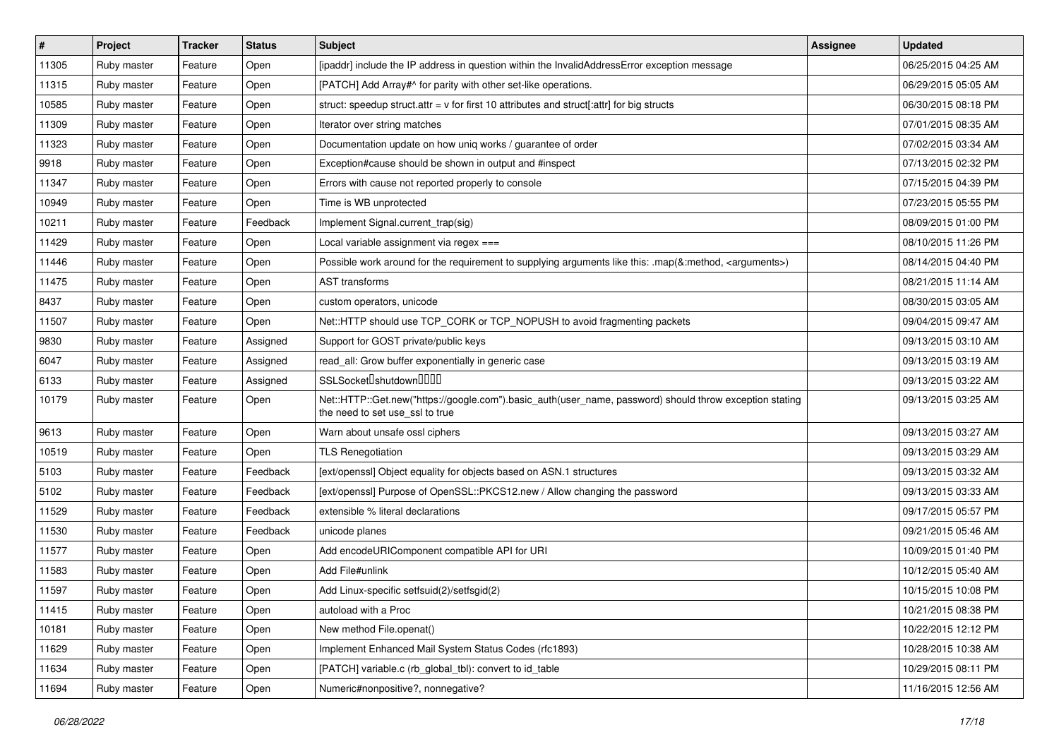| # | Project | Tracker | Status | Subject | Assignee | Updated |
|---|---|---|---|---|---|---|
| 11305 | Ruby master | Feature | Open | [ipaddr] include the IP address in question within the InvalidAddressError exception message | | 06/25/2015 04:25 AM |
| 11315 | Ruby master | Feature | Open | [PATCH] Add Array#^ for parity with other set-like operations. | | 06/29/2015 05:05 AM |
| 10585 | Ruby master | Feature | Open | struct: speedup struct.attr = v for first 10 attributes and struct[:attr] for big structs | | 06/30/2015 08:18 PM |
| 11309 | Ruby master | Feature | Open | Iterator over string matches | | 07/01/2015 08:35 AM |
| 11323 | Ruby master | Feature | Open | Documentation update on how uniq works / guarantee of order | | 07/02/2015 03:34 AM |
| 9918 | Ruby master | Feature | Open | Exception#cause should be shown in output and #inspect | | 07/13/2015 02:32 PM |
| 11347 | Ruby master | Feature | Open | Errors with cause not reported properly to console | | 07/15/2015 04:39 PM |
| 10949 | Ruby master | Feature | Open | Time is WB unprotected | | 07/23/2015 05:55 PM |
| 10211 | Ruby master | Feature | Feedback | Implement Signal.current_trap(sig) | | 08/09/2015 01:00 PM |
| 11429 | Ruby master | Feature | Open | Local variable assignment via regex === | | 08/10/2015 11:26 PM |
| 11446 | Ruby master | Feature | Open | Possible work around for the requirement to supplying arguments like this: .map(&:method, <arguments>) | | 08/14/2015 04:40 PM |
| 11475 | Ruby master | Feature | Open | AST transforms | | 08/21/2015 11:14 AM |
| 8437 | Ruby master | Feature | Open | custom operators, unicode | | 08/30/2015 03:05 AM |
| 11507 | Ruby master | Feature | Open | Net::HTTP should use TCP_CORK or TCP_NOPUSH to avoid fragmenting packets | | 09/04/2015 09:47 AM |
| 9830 | Ruby master | Feature | Assigned | Support for GOST private/public keys | | 09/13/2015 03:10 AM |
| 6047 | Ruby master | Feature | Assigned | read_all: Grow buffer exponentially in generic case | | 09/13/2015 03:19 AM |
| 6133 | Ruby master | Feature | Assigned | SSLSocket�shutdown���� | | 09/13/2015 03:22 AM |
| 10179 | Ruby master | Feature | Open | Net::HTTP::Get.new("https://google.com").basic_auth(user_name, password) should throw exception stating the need to set use_ssl to true | | 09/13/2015 03:25 AM |
| 9613 | Ruby master | Feature | Open | Warn about unsafe ossl ciphers | | 09/13/2015 03:27 AM |
| 10519 | Ruby master | Feature | Open | TLS Renegotiation | | 09/13/2015 03:29 AM |
| 5103 | Ruby master | Feature | Feedback | [ext/openssl] Object equality for objects based on ASN.1 structures | | 09/13/2015 03:32 AM |
| 5102 | Ruby master | Feature | Feedback | [ext/openssl] Purpose of OpenSSL::PKCS12.new / Allow changing the password | | 09/13/2015 03:33 AM |
| 11529 | Ruby master | Feature | Feedback | extensible % literal declarations | | 09/17/2015 05:57 PM |
| 11530 | Ruby master | Feature | Feedback | unicode planes | | 09/21/2015 05:46 AM |
| 11577 | Ruby master | Feature | Open | Add encodeURIComponent compatible API for URI | | 10/09/2015 01:40 PM |
| 11583 | Ruby master | Feature | Open | Add File#unlink | | 10/12/2015 05:40 AM |
| 11597 | Ruby master | Feature | Open | Add Linux-specific setfsuid(2)/setfsgid(2) | | 10/15/2015 10:08 PM |
| 11415 | Ruby master | Feature | Open | autoload with a Proc | | 10/21/2015 08:38 PM |
| 10181 | Ruby master | Feature | Open | New method File.openat() | | 10/22/2015 12:12 PM |
| 11629 | Ruby master | Feature | Open | Implement Enhanced Mail System Status Codes (rfc1893) | | 10/28/2015 10:38 AM |
| 11634 | Ruby master | Feature | Open | [PATCH] variable.c (rb_global_tbl): convert to id_table | | 10/29/2015 08:11 PM |
| 11694 | Ruby master | Feature | Open | Numeric#nonpositive?, nonnegative? | | 11/16/2015 12:56 AM |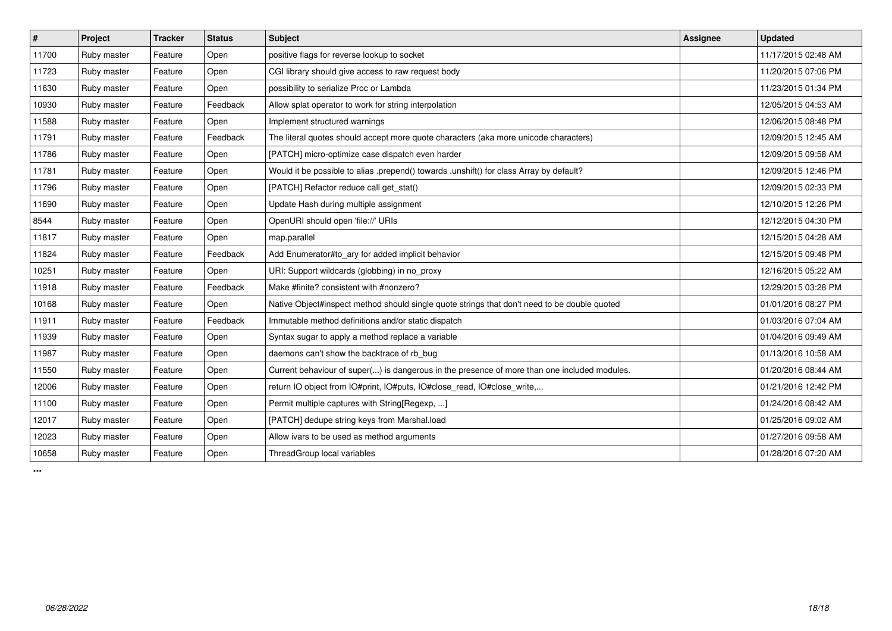| # | Project | Tracker | Status | Subject | Assignee | Updated |
|---|---|---|---|---|---|---|
| 11700 | Ruby master | Feature | Open | positive flags for reverse lookup to socket | | 11/17/2015 02:48 AM |
| 11723 | Ruby master | Feature | Open | CGI library should give access to raw request body | | 11/20/2015 07:06 PM |
| 11630 | Ruby master | Feature | Open | possibility to serialize Proc or Lambda | | 11/23/2015 01:34 PM |
| 10930 | Ruby master | Feature | Feedback | Allow splat operator to work for string interpolation | | 12/05/2015 04:53 AM |
| 11588 | Ruby master | Feature | Open | Implement structured warnings | | 12/06/2015 08:48 PM |
| 11791 | Ruby master | Feature | Feedback | The literal quotes should accept more quote characters (aka more unicode characters) | | 12/09/2015 12:45 AM |
| 11786 | Ruby master | Feature | Open | [PATCH] micro-optimize case dispatch even harder | | 12/09/2015 09:58 AM |
| 11781 | Ruby master | Feature | Open | Would it be possible to alias .prepend() towards .unshift() for class Array by default? | | 12/09/2015 12:46 PM |
| 11796 | Ruby master | Feature | Open | [PATCH] Refactor reduce call get_stat() | | 12/09/2015 02:33 PM |
| 11690 | Ruby master | Feature | Open | Update Hash during multiple assignment | | 12/10/2015 12:26 PM |
| 8544 | Ruby master | Feature | Open | OpenURI should open 'file://' URIs | | 12/12/2015 04:30 PM |
| 11817 | Ruby master | Feature | Open | map.parallel | | 12/15/2015 04:28 AM |
| 11824 | Ruby master | Feature | Feedback | Add Enumerator#to_ary for added implicit behavior | | 12/15/2015 09:48 PM |
| 10251 | Ruby master | Feature | Open | URI: Support wildcards (globbing) in no_proxy | | 12/16/2015 05:22 AM |
| 11918 | Ruby master | Feature | Feedback | Make #finite? consistent with #nonzero? | | 12/29/2015 03:28 PM |
| 10168 | Ruby master | Feature | Open | Native Object#inspect method should single quote strings that don't need to be double quoted | | 01/01/2016 08:27 PM |
| 11911 | Ruby master | Feature | Feedback | Immutable method definitions and/or static dispatch | | 01/03/2016 07:04 AM |
| 11939 | Ruby master | Feature | Open | Syntax sugar to apply a method replace a variable | | 01/04/2016 09:49 AM |
| 11987 | Ruby master | Feature | Open | daemons can't show the backtrace of rb_bug | | 01/13/2016 10:58 AM |
| 11550 | Ruby master | Feature | Open | Current behaviour of super(...) is dangerous in the presence of more than one included modules. | | 01/20/2016 08:44 AM |
| 12006 | Ruby master | Feature | Open | return IO object from IO#print, IO#puts, IO#close_read, IO#close_write,... | | 01/21/2016 12:42 PM |
| 11100 | Ruby master | Feature | Open | Permit multiple captures with String[Regexp, ...] | | 01/24/2016 08:42 AM |
| 12017 | Ruby master | Feature | Open | [PATCH] dedupe string keys from Marshal.load | | 01/25/2016 09:02 AM |
| 12023 | Ruby master | Feature | Open | Allow ivars to be used as method arguments | | 01/27/2016 09:58 AM |
| 10658 | Ruby master | Feature | Open | ThreadGroup local variables | | 01/28/2016 07:20 AM |

...